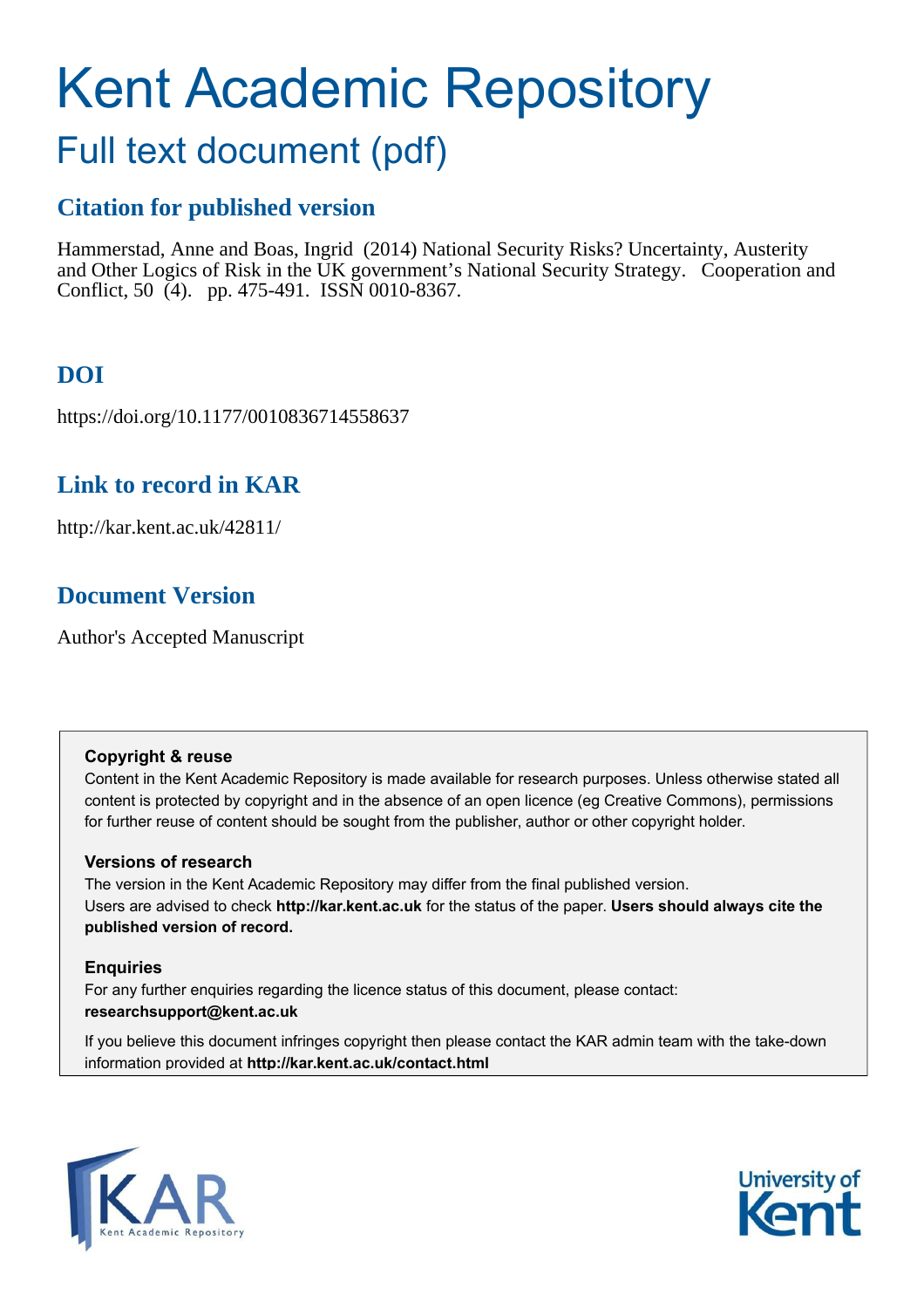# Kent Academic Repository

## Full text document (pdf)

### Citation for published version

Hammerstad, Anne and Boas, Ingrid (2014) National Security Risks? Uncertainty, Austerity and Other Logics of Risk in the UK government's National Security Strategy. Cooperation and Conflict, 50 (4). pp. 475-491. ISSN 0010-8367.

### DOI

https://doi.org/10.1177/0010836714558637

### Link to record in KAR

http://kar.kent.ac.uk/42811/

### Document Version

Author's Accepted Manuscript

**Copyright & reuse**

Content in the Kent Academic Repository is made available for research purposes. Unless otherwise stated all content is protected by copyright and in the absence of an open licence (eg Creative Commons), permissions for further reuse of content should be sought from the publisher, author or other copyright holder.

**Versions of research**

The version in the Kent Academic Repository may differ from the final published version. Users are advised to check **http://kar.kent.ac.uk** for the status of the paper. **Users should always cite the published version of record.**

**Enquiries**

For any further enquiries regarding the licence status of this document, please contact: **researchsupport@kent.ac.uk**

If you believe this document infringes copyright then please contact the KAR admin team with the take-down information provided at **http://kar.kent.ac.uk/contact.html**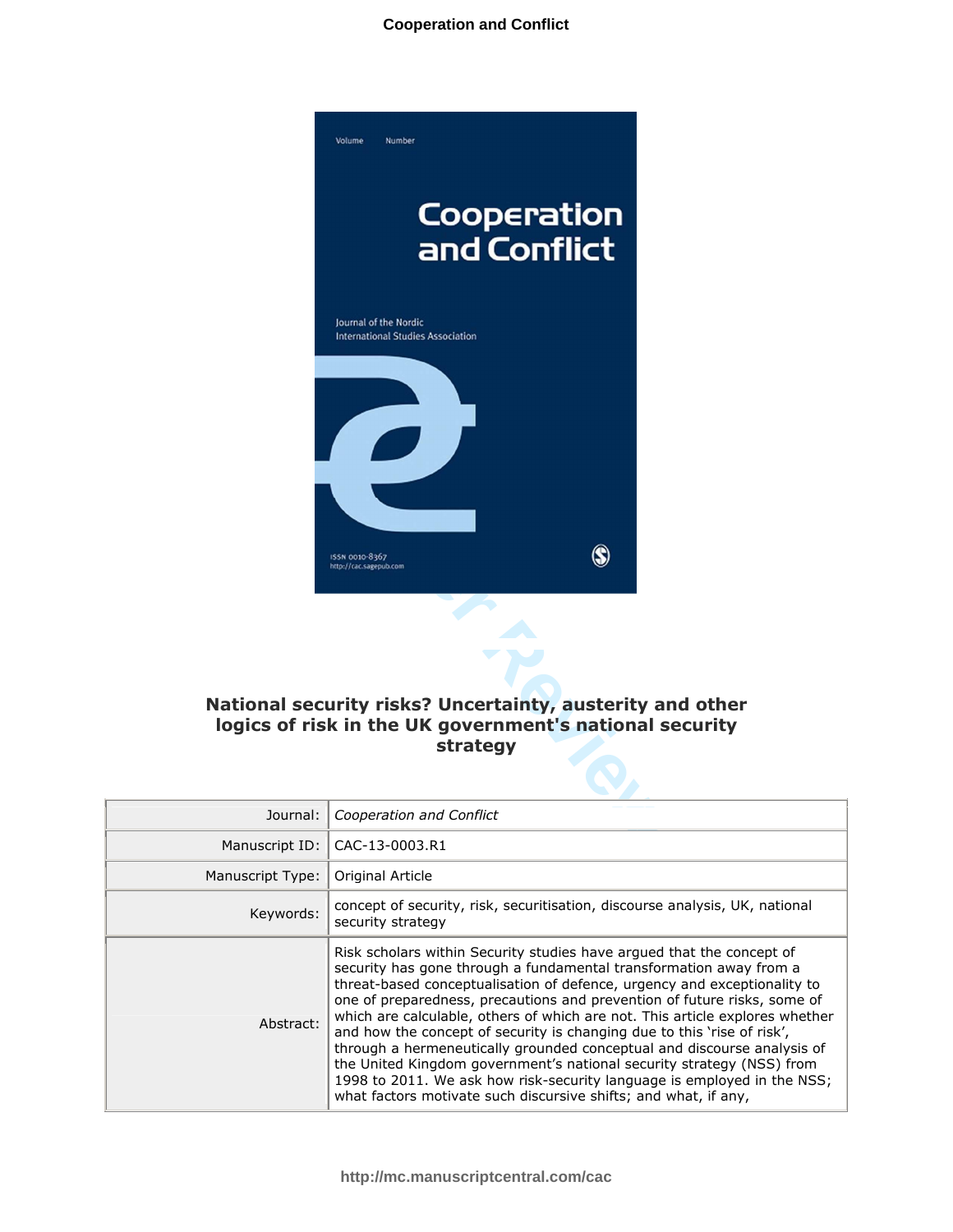# National security risks? Uncertainty, austerity and other logics of risk in the UK government's national security strategy

| | |
|---|---|
| Journal: | *Cooperation and Conflict* |
| Manuscript ID: | CAC-13-0003.R1 |
| Manuscript Type: | Original Article |
| Keywords: | concept of security, risk, securitisation, discourse analysis, UK, national security strategy |
| Abstract: | Risk scholars within Security studies have argued that the concept of security has gone through a fundamental transformation away from a threat-based conceptualisation of defence, urgency and exceptionality to one of preparedness, precautions and prevention of future risks, some of which are calculable, others of which are not. This article explores whether and how the concept of security is changing due to this 'rise of risk', through a hermeneutically grounded conceptual and discourse analysis of the United Kingdom government's national security strategy (NSS) from 1998 to 2011. We ask how risk-security language is employed in the NSS; what factors motivate such discursive shifts; and what, if any, |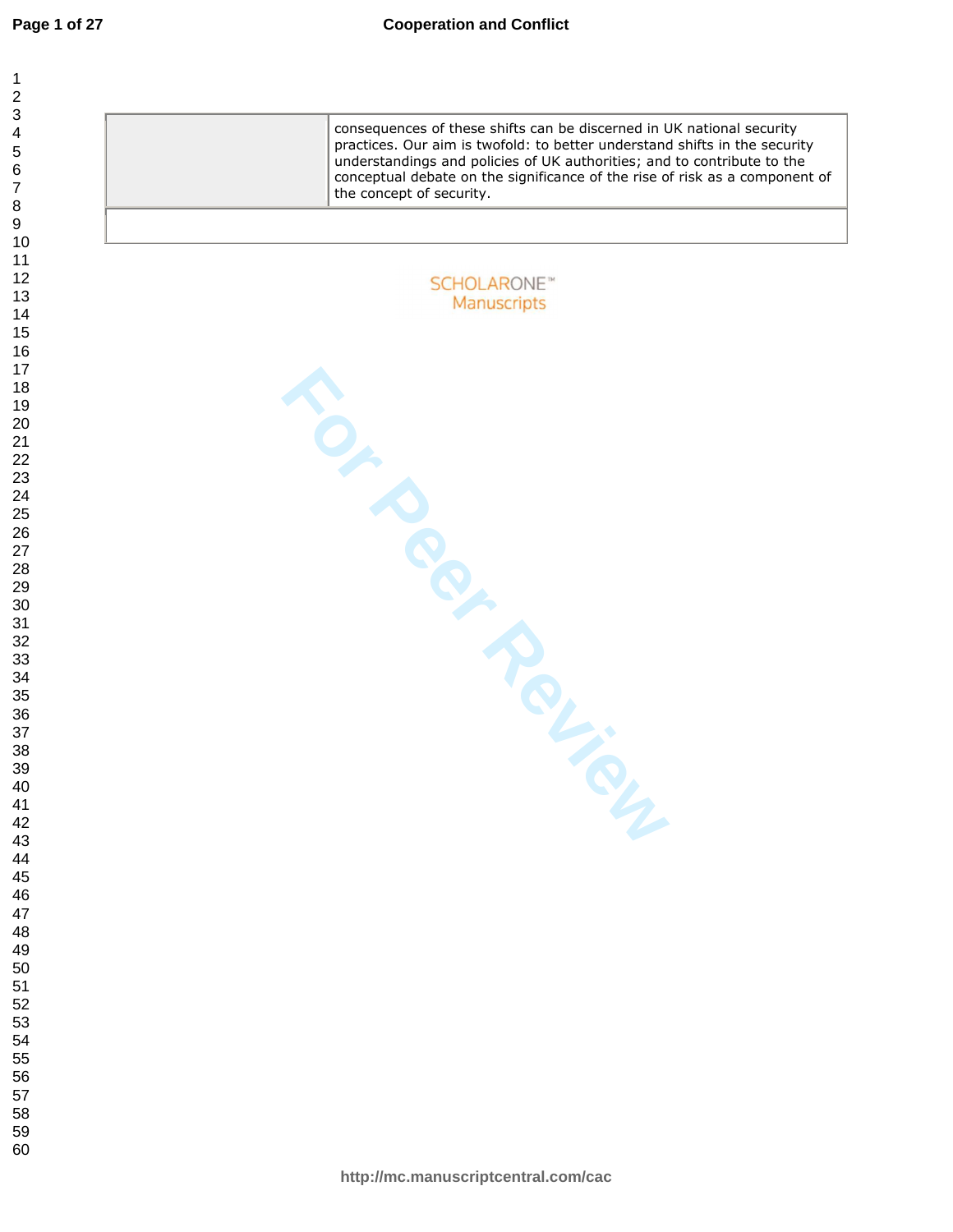| | consequences of these shifts can be discerned in UK national security practices. Our aim is twofold: to better understand shifts in the security understandings and policies of UK authorities; and to contribute to the conceptual debate on the significance of the rise of risk as a component of the concept of security. |
|---|---|
| | |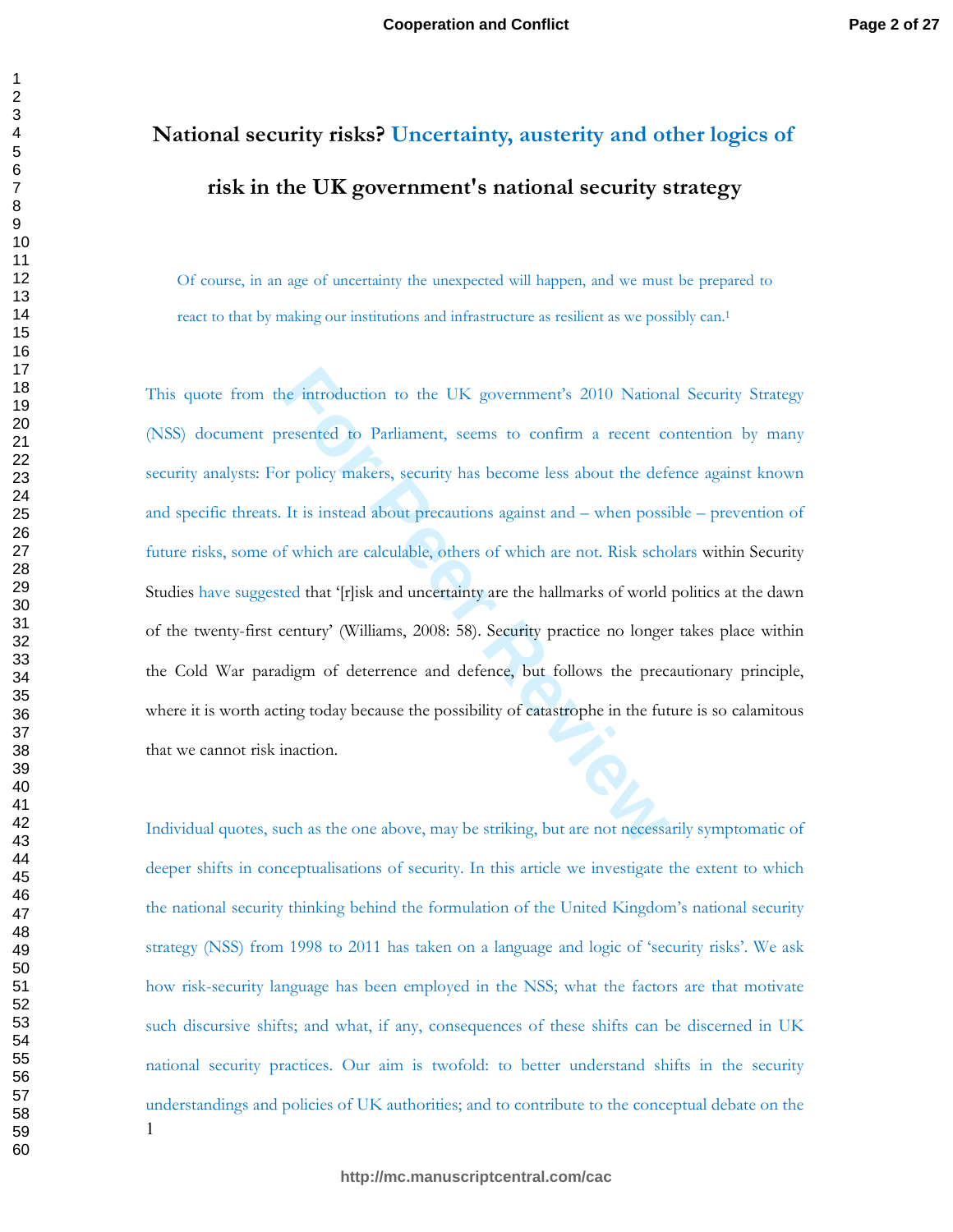# National security risks? Uncertainty, austerity and other logics of risk in the UK government's national security strategy

> Of course, in an age of uncertainty the unexpected will happen, and we must be prepared to react to that by making our institutions and infrastructure as resilient as we possibly can.[1]

This quote from the introduction to the UK government's 2010 National Security Strategy (NSS) document presented to Parliament, seems to confirm a recent contention by many security analysts: For policy makers, security has become less about the defence against known and specific threats. It is instead about precautions against and – when possible – prevention of future risks, some of which are calculable, others of which are not. Risk scholars within Security Studies have suggested that '[r]isk and uncertainty are the hallmarks of world politics at the dawn of the twenty-first century' (Williams, 2008: 58). Security practice no longer takes place within the Cold War paradigm of deterrence and defence, but follows the precautionary principle, where it is worth acting today because the possibility of catastrophe in the future is so calamitous that we cannot risk inaction.

Individual quotes, such as the one above, may be striking, but are not necessarily symptomatic of deeper shifts in conceptualisations of security. In this article we investigate the extent to which the national security thinking behind the formulation of the United Kingdom's national security strategy (NSS) from 1998 to 2011 has taken on a language and logic of 'security risks'. We ask how risk-security language has been employed in the NSS; what the factors are that motivate such discursive shifts; and what, if any, consequences of these shifts can be discerned in UK national security practices. Our aim is twofold: to better understand shifts in the security understandings and policies of UK authorities; and to contribute to the conceptual debate on the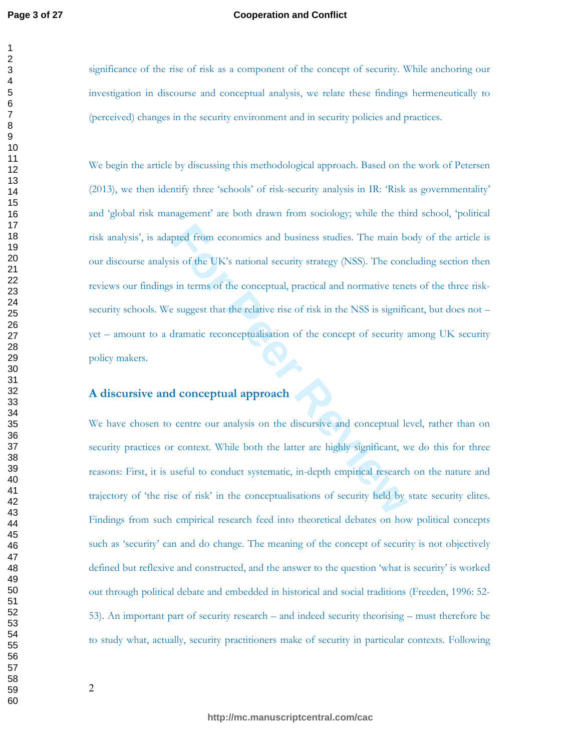significance of the rise of risk as a component of the concept of security. While anchoring our investigation in discourse and conceptual analysis, we relate these findings hermeneutically to (perceived) changes in the security environment and in security policies and practices.

We begin the article by discussing this methodological approach. Based on the work of Petersen (2013), we then identify three 'schools' of risk-security analysis in IR: 'Risk as governmentality' and 'global risk management' are both drawn from sociology; while the third school, 'political risk analysis', is adapted from economics and business studies. The main body of the article is our discourse analysis of the UK's national security strategy (NSS). The concluding section then reviews our findings in terms of the conceptual, practical and normative tenets of the three risk-security schools. We suggest that the relative rise of risk in the NSS is significant, but does not – yet – amount to a dramatic reconceptualisation of the concept of security among UK security policy makers.

## A discursive and conceptual approach

We have chosen to centre our analysis on the discursive and conceptual level, rather than on security practices or context. While both the latter are highly significant, we do this for three reasons: First, it is useful to conduct systematic, in-depth empirical research on the nature and trajectory of 'the rise of risk' in the conceptualisations of security held by state security elites. Findings from such empirical research feed into theoretical debates on how political concepts such as 'security' can and do change. The meaning of the concept of security is not objectively defined but reflexive and constructed, and the answer to the question 'what is security' is worked out through political debate and embedded in historical and social traditions (Freeden, 1996: 52-53). An important part of security research – and indeed security theorising – must therefore be to study what, actually, security practitioners make of security in particular contexts. Following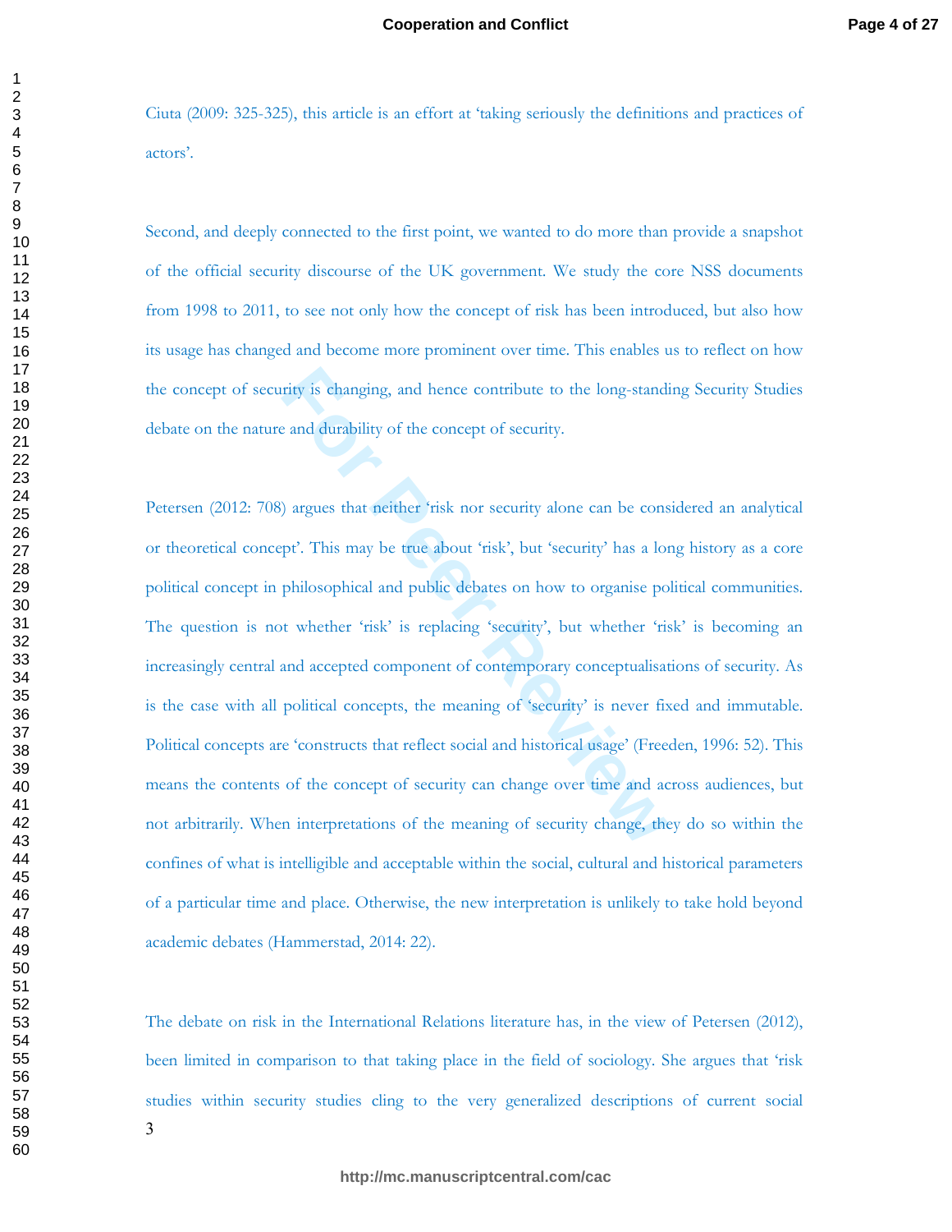Ciuta (2009: 325-325), this article is an effort at 'taking seriously the definitions and practices of actors'.

Second, and deeply connected to the first point, we wanted to do more than provide a snapshot of the official security discourse of the UK government. We study the core NSS documents from 1998 to 2011, to see not only how the concept of risk has been introduced, but also how its usage has changed and become more prominent over time. This enables us to reflect on how the concept of security is changing, and hence contribute to the long-standing Security Studies debate on the nature and durability of the concept of security.

Petersen (2012: 708) argues that neither 'risk nor security alone can be considered an analytical or theoretical concept'. This may be true about 'risk', but 'security' has a long history as a core political concept in philosophical and public debates on how to organise political communities. The question is not whether 'risk' is replacing 'security', but whether 'risk' is becoming an increasingly central and accepted component of contemporary conceptualisations of security. As is the case with all political concepts, the meaning of 'security' is never fixed and immutable. Political concepts are 'constructs that reflect social and historical usage' (Freeden, 1996: 52). This means the contents of the concept of security can change over time and across audiences, but not arbitrarily. When interpretations of the meaning of security change, they do so within the confines of what is intelligible and acceptable within the social, cultural and historical parameters of a particular time and place. Otherwise, the new interpretation is unlikely to take hold beyond academic debates (Hammerstad, 2014: 22).

The debate on risk in the International Relations literature has, in the view of Petersen (2012), been limited in comparison to that taking place in the field of sociology. She argues that 'risk studies within security studies cling to the very generalized descriptions of current social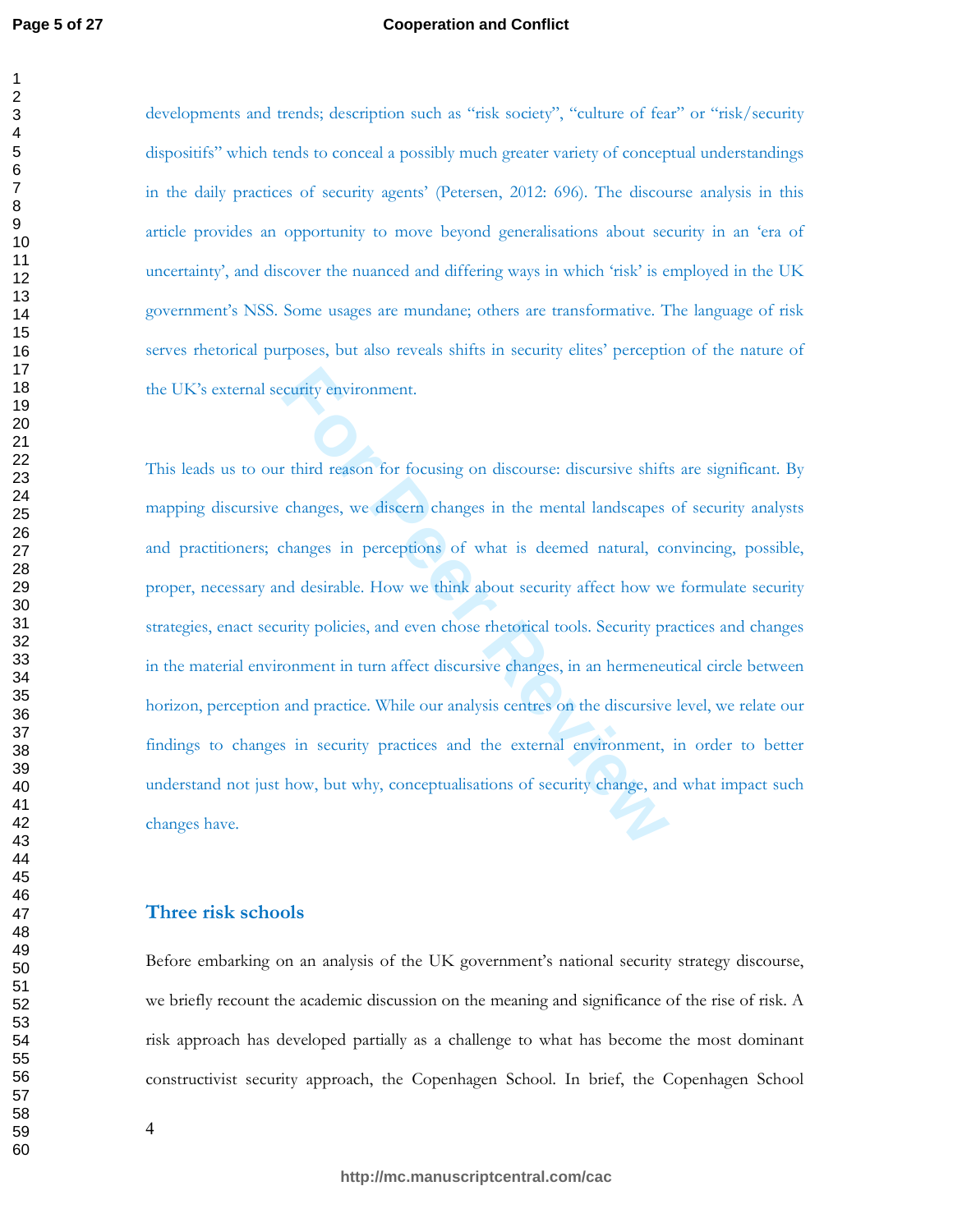developments and trends; description such as "risk society", "culture of fear" or "risk/security dispositifs" which tends to conceal a possibly much greater variety of conceptual understandings in the daily practices of security agents' (Petersen, 2012: 696). The discourse analysis in this article provides an opportunity to move beyond generalisations about security in an 'era of uncertainty', and discover the nuanced and differing ways in which 'risk' is employed in the UK government's NSS. Some usages are mundane; others are transformative. The language of risk serves rhetorical purposes, but also reveals shifts in security elites' perception of the nature of the UK's external security environment.

This leads us to our third reason for focusing on discourse: discursive shifts are significant. By mapping discursive changes, we discern changes in the mental landscapes of security analysts and practitioners; changes in perceptions of what is deemed natural, convincing, possible, proper, necessary and desirable. How we think about security affect how we formulate security strategies, enact security policies, and even chose rhetorical tools. Security practices and changes in the material environment in turn affect discursive changes, in an hermeneutical circle between horizon, perception and practice. While our analysis centres on the discursive level, we relate our findings to changes in security practices and the external environment, in order to better understand not just how, but why, conceptualisations of security change, and what impact such changes have.

## Three risk schools

Before embarking on an analysis of the UK government's national security strategy discourse, we briefly recount the academic discussion on the meaning and significance of the rise of risk. A risk approach has developed partially as a challenge to what has become the most dominant constructivist security approach, the Copenhagen School. In brief, the Copenhagen School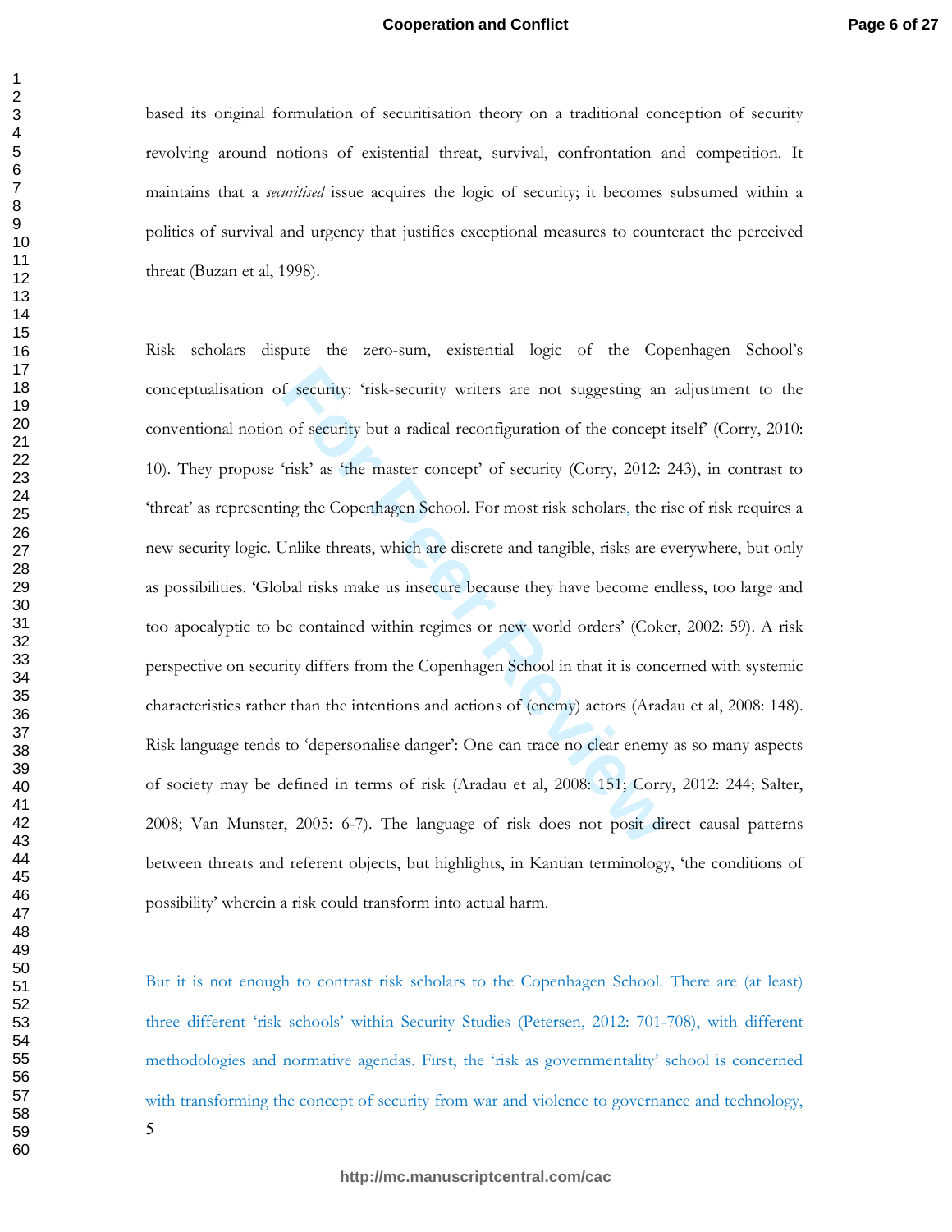based its original formulation of securitisation theory on a traditional conception of security revolving around notions of existential threat, survival, confrontation and competition. It maintains that a *securitised* issue acquires the logic of security; it becomes subsumed within a politics of survival and urgency that justifies exceptional measures to counteract the perceived threat (Buzan et al, 1998).

Risk scholars dispute the zero-sum, existential logic of the Copenhagen School's conceptualisation of security: 'risk-security writers are not suggesting an adjustment to the conventional notion of security but a radical reconfiguration of the concept itself' (Corry, 2010: 10). They propose 'risk' as 'the master concept' of security (Corry, 2012: 243), in contrast to 'threat' as representing the Copenhagen School. For most risk scholars, the rise of risk requires a new security logic. Unlike threats, which are discrete and tangible, risks are everywhere, but only as possibilities. 'Global risks make us insecure because they have become endless, too large and too apocalyptic to be contained within regimes or new world orders' (Coker, 2002: 59). A risk perspective on security differs from the Copenhagen School in that it is concerned with systemic characteristics rather than the intentions and actions of (enemy) actors (Aradau et al, 2008: 148). Risk language tends to 'depersonalise danger': One can trace no clear enemy as so many aspects of society may be defined in terms of risk (Aradau et al, 2008: 151; Corry, 2012: 244; Salter, 2008; Van Munster, 2005: 6-7). The language of risk does not posit direct causal patterns between threats and referent objects, but highlights, in Kantian terminology, 'the conditions of possibility' wherein a risk could transform into actual harm.

But it is not enough to contrast risk scholars to the Copenhagen School. There are (at least) three different 'risk schools' within Security Studies (Petersen, 2012: 701-708), with different methodologies and normative agendas. First, the 'risk as governmentality' school is concerned with transforming the concept of security from war and violence to governance and technology,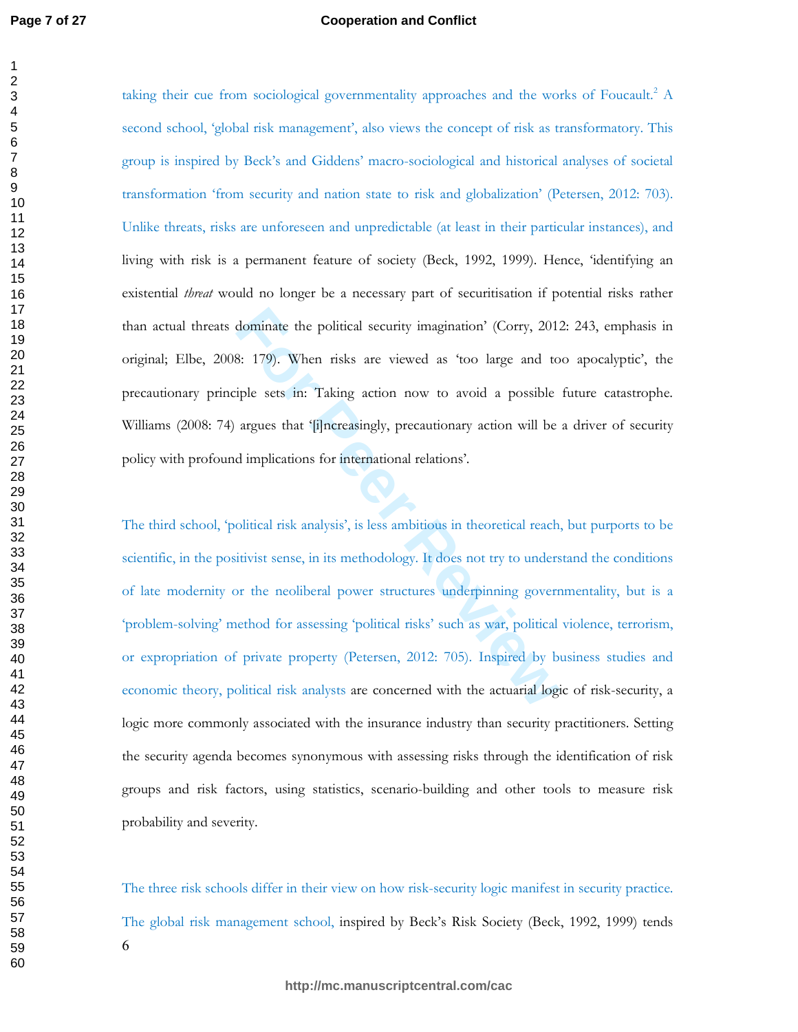taking their cue from sociological governmentality approaches and the works of Foucault.[2] A second school, 'global risk management', also views the concept of risk as transformatory. This group is inspired by Beck's and Giddens' macro-sociological and historical analyses of societal transformation 'from security and nation state to risk and globalization' (Petersen, 2012: 703). Unlike threats, risks are unforeseen and unpredictable (at least in their particular instances), and living with risk is a permanent feature of society (Beck, 1992, 1999). Hence, 'identifying an existential *threat* would no longer be a necessary part of securitisation if potential risks rather than actual threats dominate the political security imagination' (Corry, 2012: 243, emphasis in original; Elbe, 2008: 179). When risks are viewed as 'too large and too apocalyptic', the precautionary principle sets in: Taking action now to avoid a possible future catastrophe. Williams (2008: 74) argues that '[i]ncreasingly, precautionary action will be a driver of security policy with profound implications for international relations'.

The third school, 'political risk analysis', is less ambitious in theoretical reach, but purports to be scientific, in the positivist sense, in its methodology. It does not try to understand the conditions of late modernity or the neoliberal power structures underpinning governmentality, but is a 'problem-solving' method for assessing 'political risks' such as war, political violence, terrorism, or expropriation of private property (Petersen, 2012: 705). Inspired by business studies and economic theory, political risk analysts are concerned with the actuarial logic of risk-security, a logic more commonly associated with the insurance industry than security practitioners. Setting the security agenda becomes synonymous with assessing risks through the identification of risk groups and risk factors, using statistics, scenario-building and other tools to measure risk probability and severity.

The three risk schools differ in their view on how risk-security logic manifest in security practice. The global risk management school, inspired by Beck's Risk Society (Beck, 1992, 1999) tends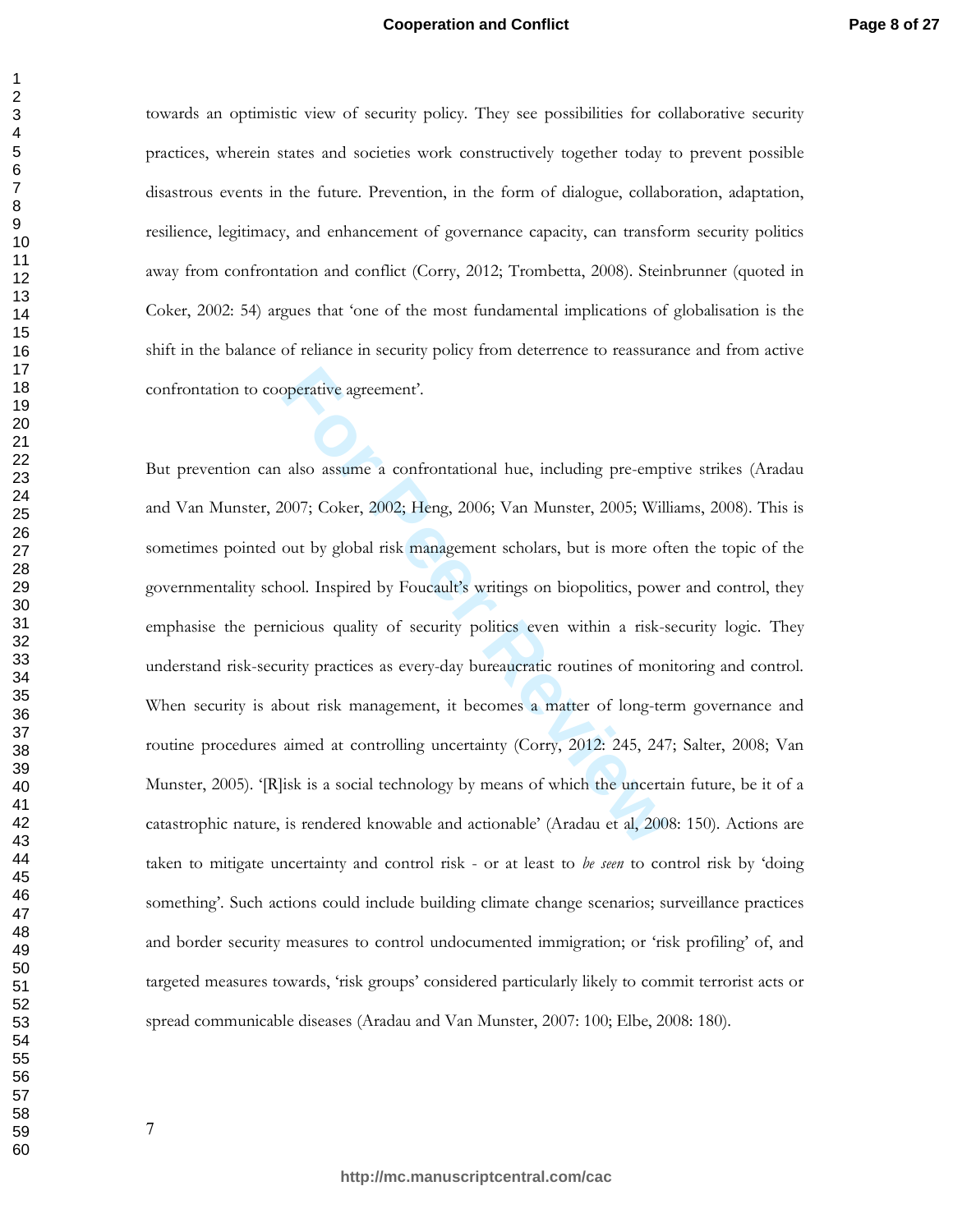towards an optimistic view of security policy. They see possibilities for collaborative security practices, wherein states and societies work constructively together today to prevent possible disastrous events in the future. Prevention, in the form of dialogue, collaboration, adaptation, resilience, legitimacy, and enhancement of governance capacity, can transform security politics away from confrontation and conflict (Corry, 2012; Trombetta, 2008). Steinbrunner (quoted in Coker, 2002: 54) argues that 'one of the most fundamental implications of globalisation is the shift in the balance of reliance in security policy from deterrence to reassurance and from active confrontation to cooperative agreement'.

But prevention can also assume a confrontational hue, including pre-emptive strikes (Aradau and Van Munster, 2007; Coker, 2002; Heng, 2006; Van Munster, 2005; Williams, 2008). This is sometimes pointed out by global risk management scholars, but is more often the topic of the governmentality school. Inspired by Foucault's writings on biopolitics, power and control, they emphasise the pernicious quality of security politics even within a risk-security logic. They understand risk-security practices as every-day bureaucratic routines of monitoring and control. When security is about risk management, it becomes a matter of long-term governance and routine procedures aimed at controlling uncertainty (Corry, 2012: 245, 247; Salter, 2008; Van Munster, 2005). '[R]isk is a social technology by means of which the uncertain future, be it of a catastrophic nature, is rendered knowable and actionable' (Aradau et al, 2008: 150). Actions are taken to mitigate uncertainty and control risk - or at least to *be seen* to control risk by 'doing something'. Such actions could include building climate change scenarios; surveillance practices and border security measures to control undocumented immigration; or 'risk profiling' of, and targeted measures towards, 'risk groups' considered particularly likely to commit terrorist acts or spread communicable diseases (Aradau and Van Munster, 2007: 100; Elbe, 2008: 180).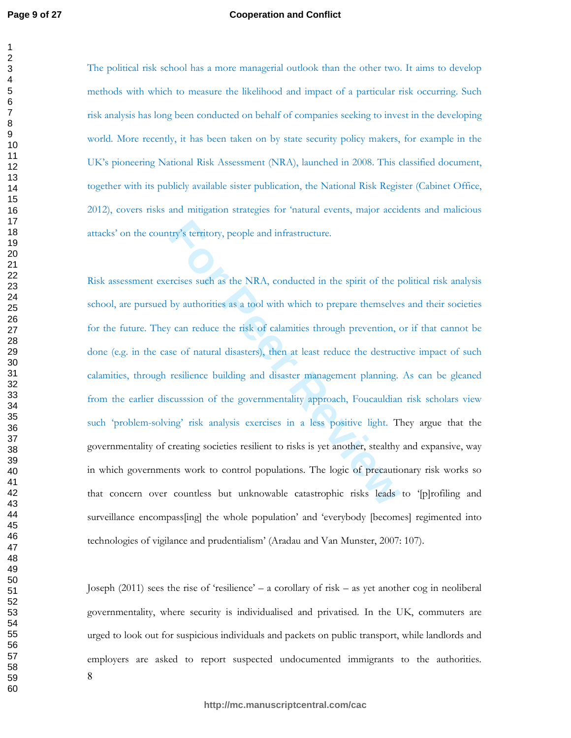The political risk school has a more managerial outlook than the other two. It aims to develop methods with which to measure the likelihood and impact of a particular risk occurring. Such risk analysis has long been conducted on behalf of companies seeking to invest in the developing world. More recently, it has been taken on by state security policy makers, for example in the UK's pioneering National Risk Assessment (NRA), launched in 2008. This classified document, together with its publicly available sister publication, the National Risk Register (Cabinet Office, 2012), covers risks and mitigation strategies for 'natural events, major accidents and malicious attacks' on the country's territory, people and infrastructure.

Risk assessment exercises such as the NRA, conducted in the spirit of the political risk analysis school, are pursued by authorities as a tool with which to prepare themselves and their societies for the future. They can reduce the risk of calamities through prevention, or if that cannot be done (e.g. in the case of natural disasters), then at least reduce the destructive impact of such calamities, through resilience building and disaster management planning. As can be gleaned from the earlier discusssion of the governmentality approach, Foucauldian risk scholars view such 'problem-solving' risk analysis exercises in a less positive light. They argue that the governmentality of creating societies resilient to risks is yet another, stealthy and expansive, way in which governments work to control populations. The logic of precautionary risk works so that concern over countless but unknowable catastrophic risks leads to '[p]rofiling and surveillance encompass[ing] the whole population' and 'everybody [becomes] regimented into technologies of vigilance and prudentialism' (Aradau and Van Munster, 2007: 107).

Joseph (2011) sees the rise of 'resilience' – a corollary of risk – as yet another cog in neoliberal governmentality, where security is individualised and privatised. In the UK, commuters are urged to look out for suspicious individuals and packets on public transport, while landlords and employers are asked to report suspected undocumented immigrants to the authorities.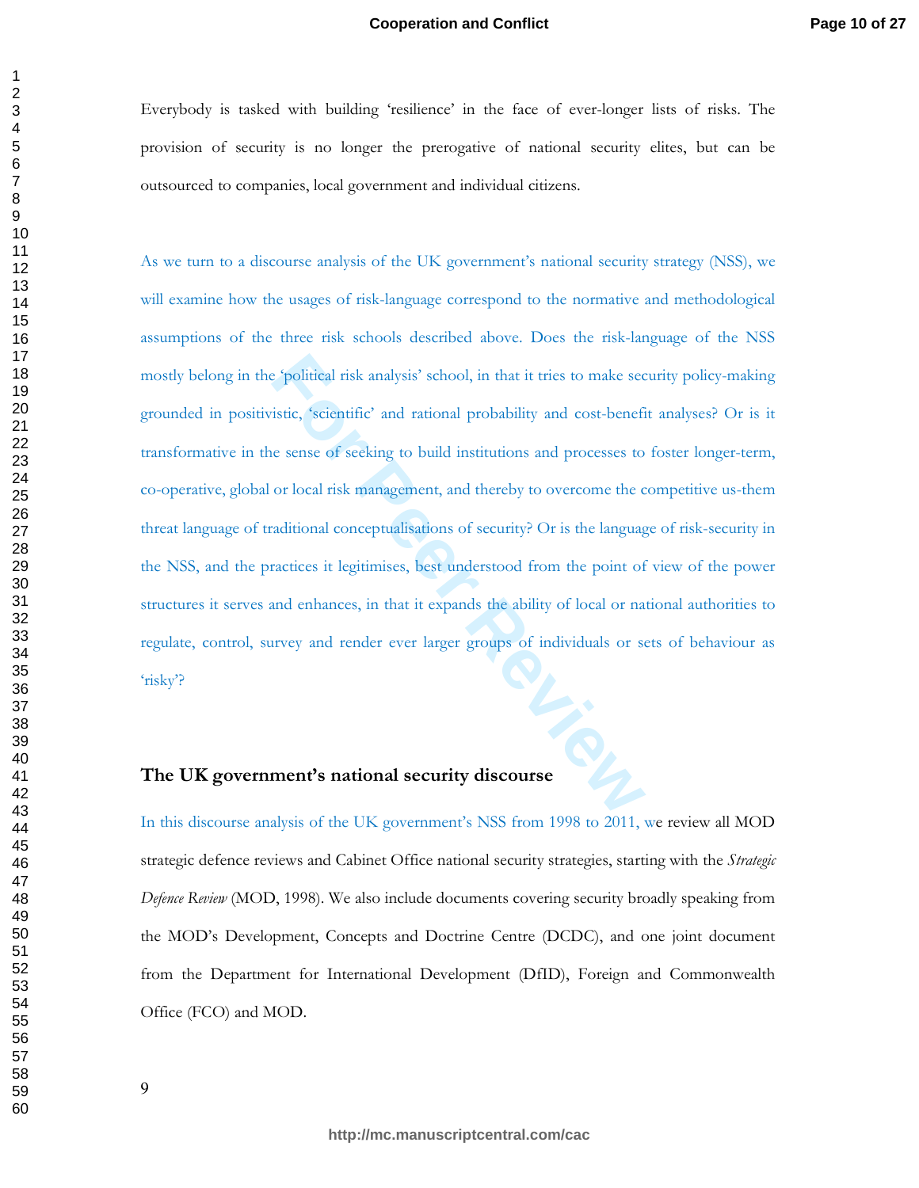Everybody is tasked with building 'resilience' in the face of ever-longer lists of risks. The provision of security is no longer the prerogative of national security elites, but can be outsourced to companies, local government and individual citizens.

As we turn to a discourse analysis of the UK government's national security strategy (NSS), we will examine how the usages of risk-language correspond to the normative and methodological assumptions of the three risk schools described above. Does the risk-language of the NSS mostly belong in the 'political risk analysis' school, in that it tries to make security policy-making grounded in positivistic, 'scientific' and rational probability and cost-benefit analyses? Or is it transformative in the sense of seeking to build institutions and processes to foster longer-term, co-operative, global or local risk management, and thereby to overcome the competitive us-them threat language of traditional conceptualisations of security? Or is the language of risk-security in the NSS, and the practices it legitimises, best understood from the point of view of the power structures it serves and enhances, in that it expands the ability of local or national authorities to regulate, control, survey and render ever larger groups of individuals or sets of behaviour as 'risky'?

## The UK government's national security discourse

In this discourse analysis of the UK government's NSS from 1998 to 2011, we review all MOD strategic defence reviews and Cabinet Office national security strategies, starting with the *Strategic Defence Review* (MOD, 1998). We also include documents covering security broadly speaking from the MOD's Development, Concepts and Doctrine Centre (DCDC), and one joint document from the Department for International Development (DfID), Foreign and Commonwealth Office (FCO) and MOD.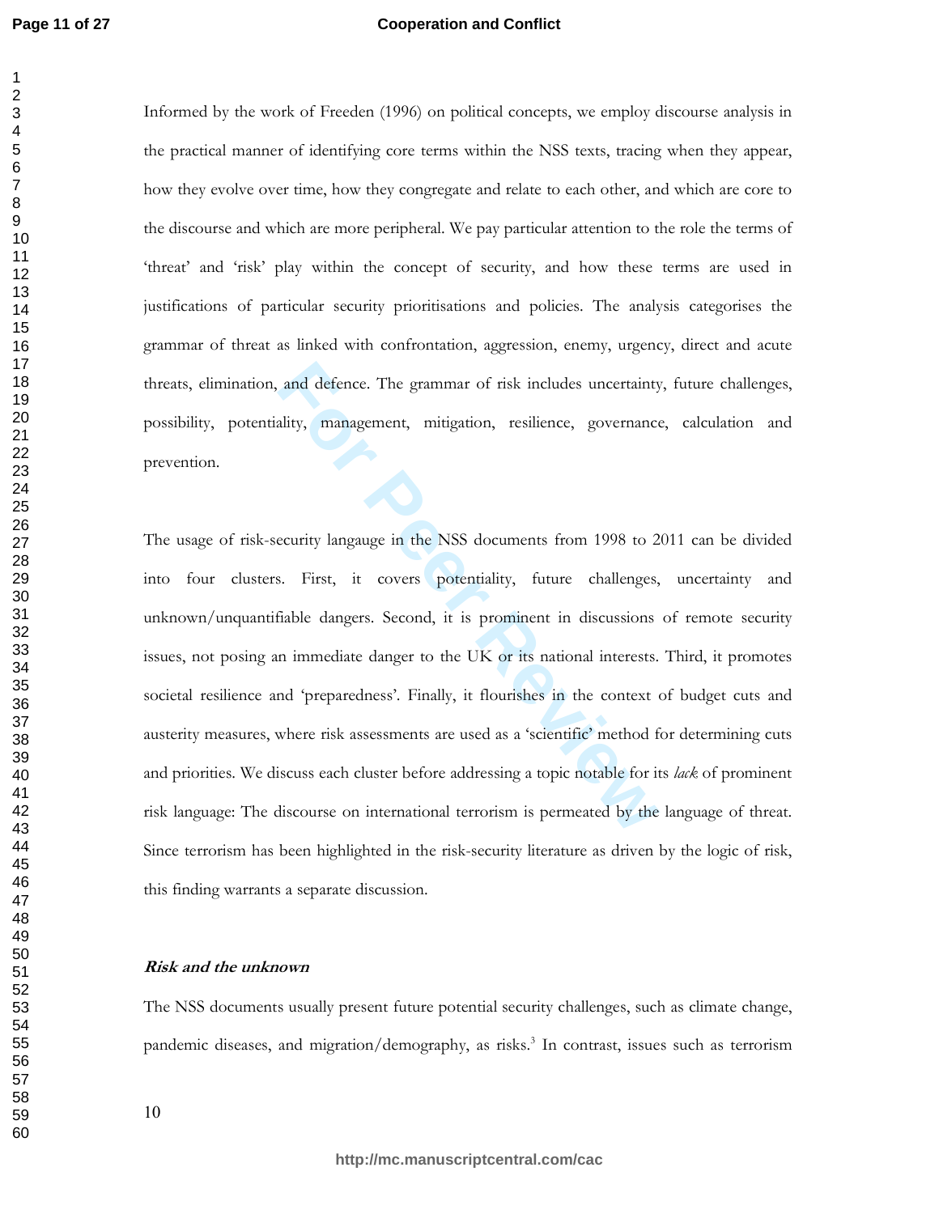Informed by the work of Freeden (1996) on political concepts, we employ discourse analysis in the practical manner of identifying core terms within the NSS texts, tracing when they appear, how they evolve over time, how they congregate and relate to each other, and which are core to the discourse and which are more peripheral. We pay particular attention to the role the terms of 'threat' and 'risk' play within the concept of security, and how these terms are used in justifications of particular security prioritisations and policies. The analysis categorises the grammar of threat as linked with confrontation, aggression, enemy, urgency, direct and acute threats, elimination, and defence. The grammar of risk includes uncertainty, future challenges, possibility, potentiality, management, mitigation, resilience, governance, calculation and prevention.

The usage of risk-security langauge in the NSS documents from 1998 to 2011 can be divided into four clusters. First, it covers potentiality, future challenges, uncertainty and unknown/unquantifiable dangers. Second, it is prominent in discussions of remote security issues, not posing an immediate danger to the UK or its national interests. Third, it promotes societal resilience and 'preparedness'. Finally, it flourishes in the context of budget cuts and austerity measures, where risk assessments are used as a 'scientific' method for determining cuts and priorities. We discuss each cluster before addressing a topic notable for its *lack* of prominent risk language: The discourse on international terrorism is permeated by the language of threat. Since terrorism has been highlighted in the risk-security literature as driven by the logic of risk, this finding warrants a separate discussion.

### *Risk and the unknown*

The NSS documents usually present future potential security challenges, such as climate change, pandemic diseases, and migration/demography, as risks.[3] In contrast, issues such as terrorism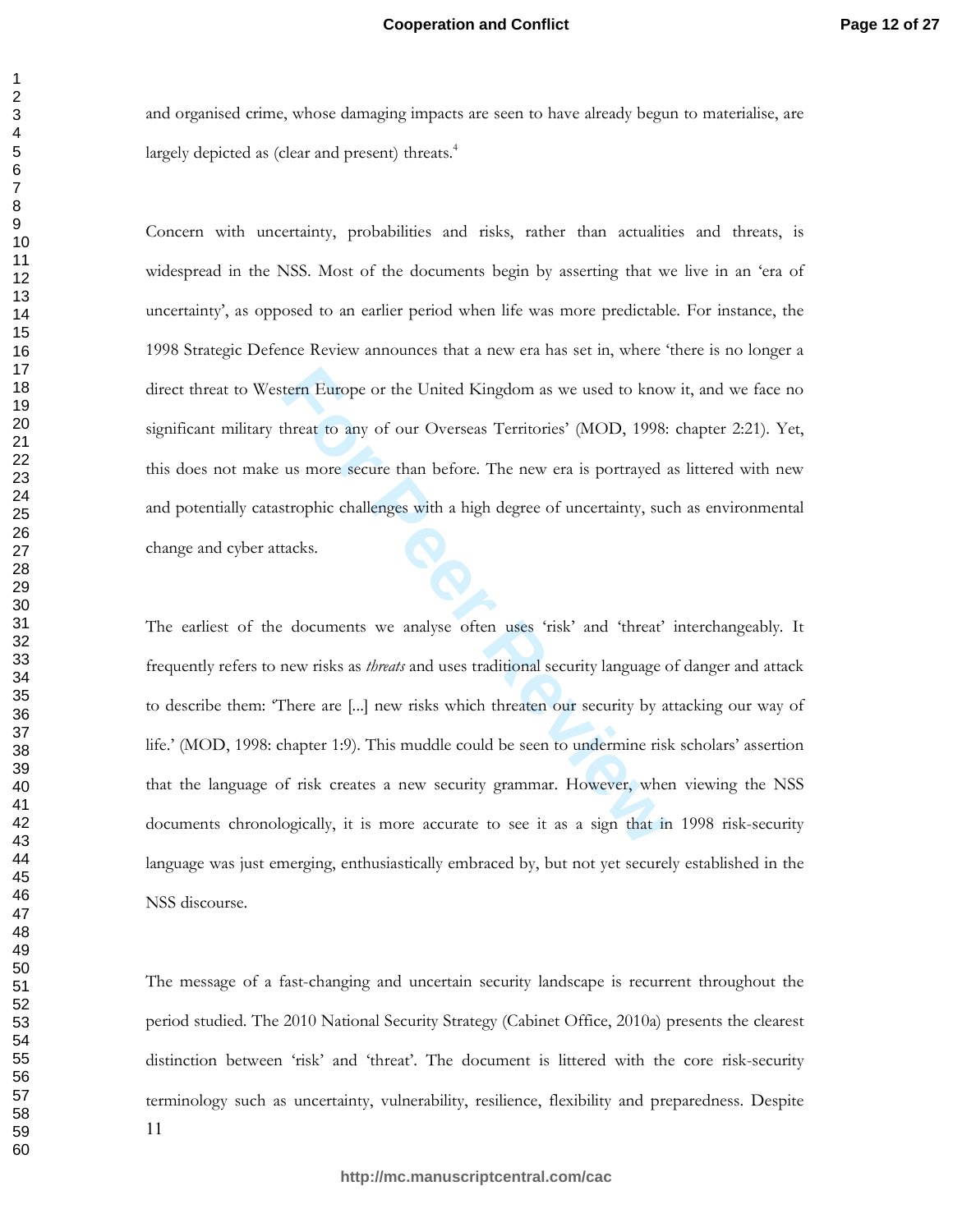and organised crime, whose damaging impacts are seen to have already begun to materialise, are largely depicted as (clear and present) threats.[4]

Concern with uncertainty, probabilities and risks, rather than actualities and threats, is widespread in the NSS. Most of the documents begin by asserting that we live in an 'era of uncertainty', as opposed to an earlier period when life was more predictable. For instance, the 1998 Strategic Defence Review announces that a new era has set in, where 'there is no longer a direct threat to Western Europe or the United Kingdom as we used to know it, and we face no significant military threat to any of our Overseas Territories' (MOD, 1998: chapter 2:21). Yet, this does not make us more secure than before. The new era is portrayed as littered with new and potentially catastrophic challenges with a high degree of uncertainty, such as environmental change and cyber attacks.

The earliest of the documents we analyse often uses 'risk' and 'threat' interchangeably. It frequently refers to new risks as *threats* and uses traditional security language of danger and attack to describe them: 'There are [...] new risks which threaten our security by attacking our way of life.' (MOD, 1998: chapter 1:9). This muddle could be seen to undermine risk scholars' assertion that the language of risk creates a new security grammar. However, when viewing the NSS documents chronologically, it is more accurate to see it as a sign that in 1998 risk-security language was just emerging, enthusiastically embraced by, but not yet securely established in the NSS discourse.

The message of a fast-changing and uncertain security landscape is recurrent throughout the period studied. The 2010 National Security Strategy (Cabinet Office, 2010a) presents the clearest distinction between 'risk' and 'threat'. The document is littered with the core risk-security terminology such as uncertainty, vulnerability, resilience, flexibility and preparedness. Despite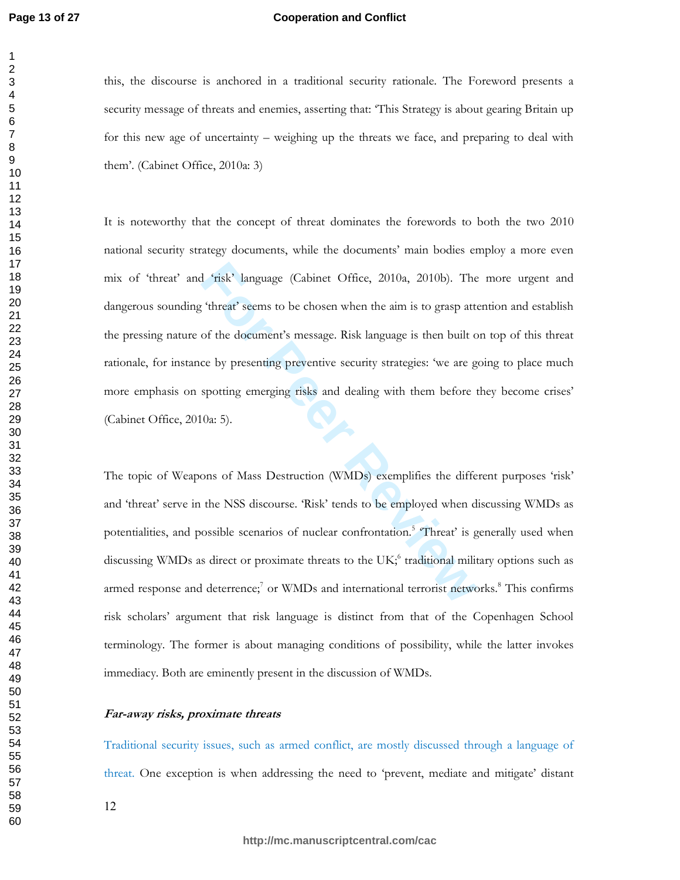this, the discourse is anchored in a traditional security rationale. The Foreword presents a security message of threats and enemies, asserting that: 'This Strategy is about gearing Britain up for this new age of uncertainty – weighing up the threats we face, and preparing to deal with them'. (Cabinet Office, 2010a: 3)

It is noteworthy that the concept of threat dominates the forewords to both the two 2010 national security strategy documents, while the documents' main bodies employ a more even mix of 'threat' and 'risk' language (Cabinet Office, 2010a, 2010b). The more urgent and dangerous sounding 'threat' seems to be chosen when the aim is to grasp attention and establish the pressing nature of the document's message. Risk language is then built on top of this threat rationale, for instance by presenting preventive security strategies: 'we are going to place much more emphasis on spotting emerging risks and dealing with them before they become crises' (Cabinet Office, 2010a: 5).

The topic of Weapons of Mass Destruction (WMDs) exemplifies the different purposes 'risk' and 'threat' serve in the NSS discourse. 'Risk' tends to be employed when discussing WMDs as potentialities, and possible scenarios of nuclear confrontation.[5] 'Threat' is generally used when discussing WMDs as direct or proximate threats to the UK;[6] traditional military options such as armed response and deterrence;[7] or WMDs and international terrorist networks.[8] This confirms risk scholars' argument that risk language is distinct from that of the Copenhagen School terminology. The former is about managing conditions of possibility, while the latter invokes immediacy. Both are eminently present in the discussion of WMDs.

***Far-away risks, proximate threats***

Traditional security issues, such as armed conflict, are mostly discussed through a language of threat. One exception is when addressing the need to 'prevent, mediate and mitigate' distant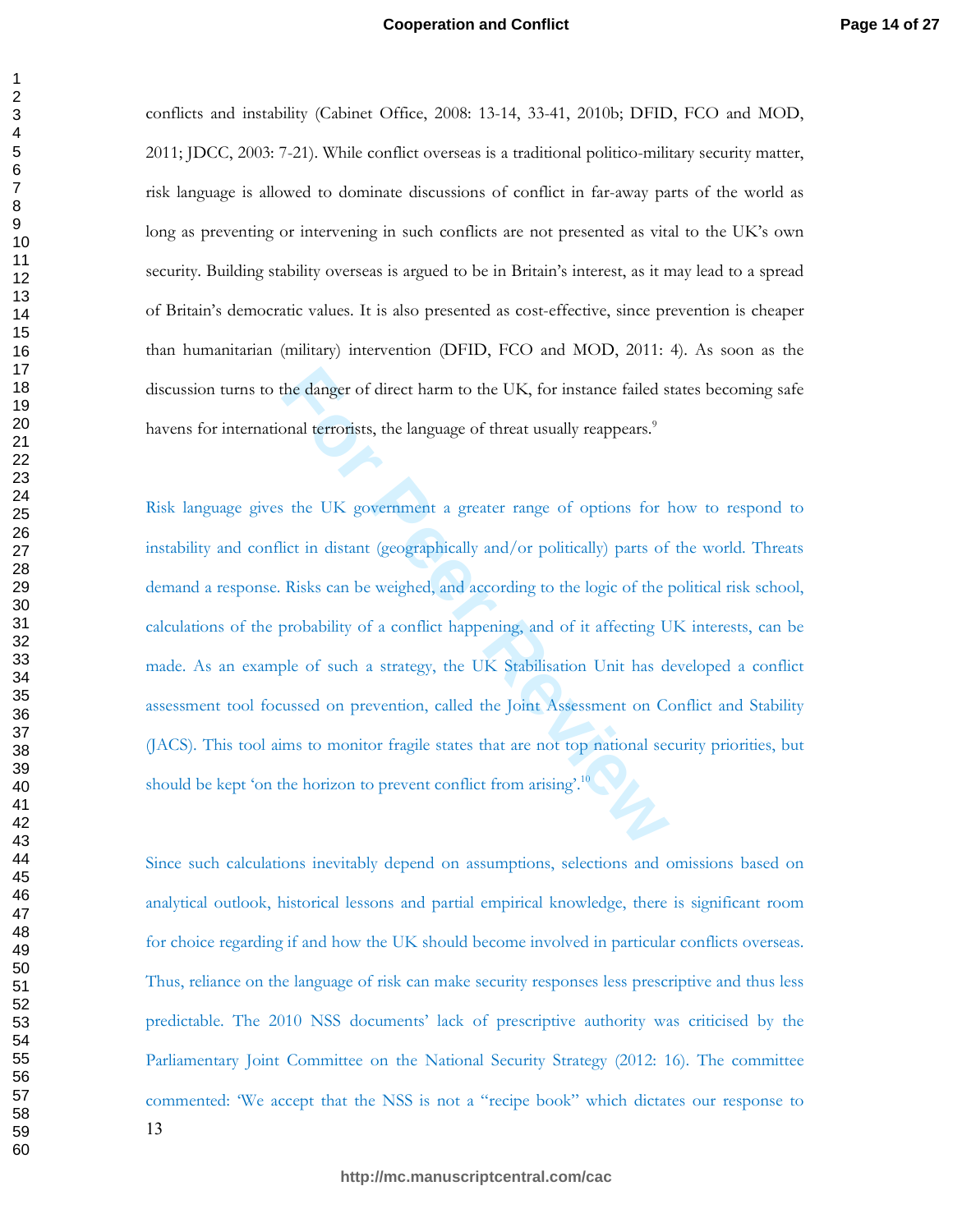conflicts and instability (Cabinet Office, 2008: 13-14, 33-41, 2010b; DFID, FCO and MOD, 2011; JDCC, 2003: 7-21). While conflict overseas is a traditional politico-military security matter, risk language is allowed to dominate discussions of conflict in far-away parts of the world as long as preventing or intervening in such conflicts are not presented as vital to the UK's own security. Building stability overseas is argued to be in Britain's interest, as it may lead to a spread of Britain's democratic values. It is also presented as cost-effective, since prevention is cheaper than humanitarian (military) intervention (DFID, FCO and MOD, 2011: 4). As soon as the discussion turns to the danger of direct harm to the UK, for instance failed states becoming safe havens for international terrorists, the language of threat usually reappears.[9]

Risk language gives the UK government a greater range of options for how to respond to instability and conflict in distant (geographically and/or politically) parts of the world. Threats demand a response. Risks can be weighed, and according to the logic of the political risk school, calculations of the probability of a conflict happening, and of it affecting UK interests, can be made. As an example of such a strategy, the UK Stabilisation Unit has developed a conflict assessment tool focussed on prevention, called the Joint Assessment on Conflict and Stability (JACS). This tool aims to monitor fragile states that are not top national security priorities, but should be kept 'on the horizon to prevent conflict from arising'.[10]

Since such calculations inevitably depend on assumptions, selections and omissions based on analytical outlook, historical lessons and partial empirical knowledge, there is significant room for choice regarding if and how the UK should become involved in particular conflicts overseas. Thus, reliance on the language of risk can make security responses less prescriptive and thus less predictable. The 2010 NSS documents' lack of prescriptive authority was criticised by the Parliamentary Joint Committee on the National Security Strategy (2012: 16). The committee commented: 'We accept that the NSS is not a "recipe book" which dictates our response to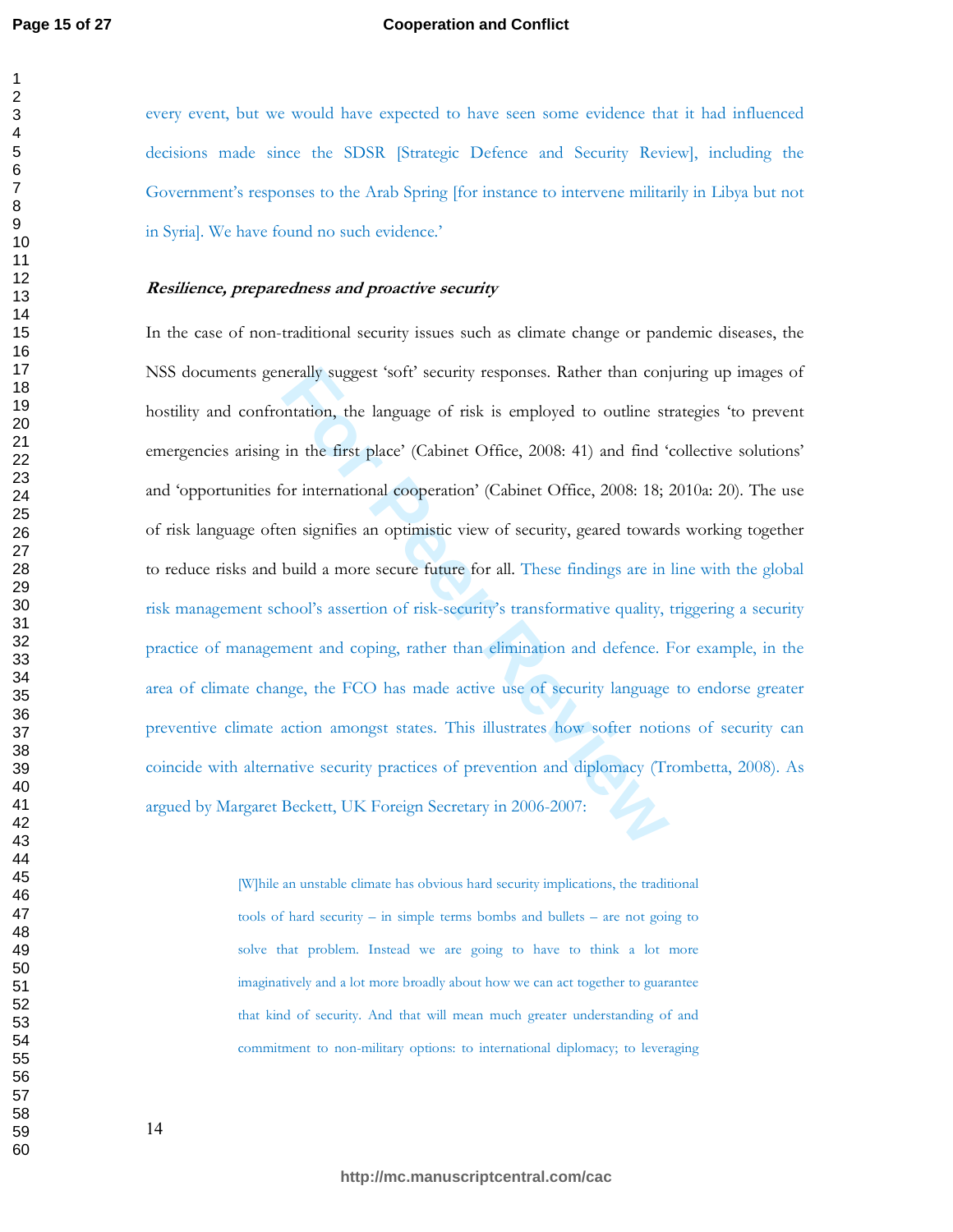every event, but we would have expected to have seen some evidence that it had influenced decisions made since the SDSR [Strategic Defence and Security Review], including the Government's responses to the Arab Spring [for instance to intervene militarily in Libya but not in Syria]. We have found no such evidence.'

### *Resilience, preparedness and proactive security*

In the case of non-traditional security issues such as climate change or pandemic diseases, the NSS documents generally suggest 'soft' security responses. Rather than conjuring up images of hostility and confrontation, the language of risk is employed to outline strategies 'to prevent emergencies arising in the first place' (Cabinet Office, 2008: 41) and find 'collective solutions' and 'opportunities for international cooperation' (Cabinet Office, 2008: 18; 2010a: 20). The use of risk language often signifies an optimistic view of security, geared towards working together to reduce risks and build a more secure future for all. These findings are in line with the global risk management school's assertion of risk-security's transformative quality, triggering a security practice of management and coping, rather than elimination and defence. For example, in the area of climate change, the FCO has made active use of security language to endorse greater preventive climate action amongst states. This illustrates how softer notions of security can coincide with alternative security practices of prevention and diplomacy (Trombetta, 2008). As argued by Margaret Beckett, UK Foreign Secretary in 2006-2007:

> [W]hile an unstable climate has obvious hard security implications, the traditional tools of hard security – in simple terms bombs and bullets – are not going to solve that problem. Instead we are going to have to think a lot more imaginatively and a lot more broadly about how we can act together to guarantee that kind of security. And that will mean much greater understanding of and commitment to non-military options: to international diplomacy; to leveraging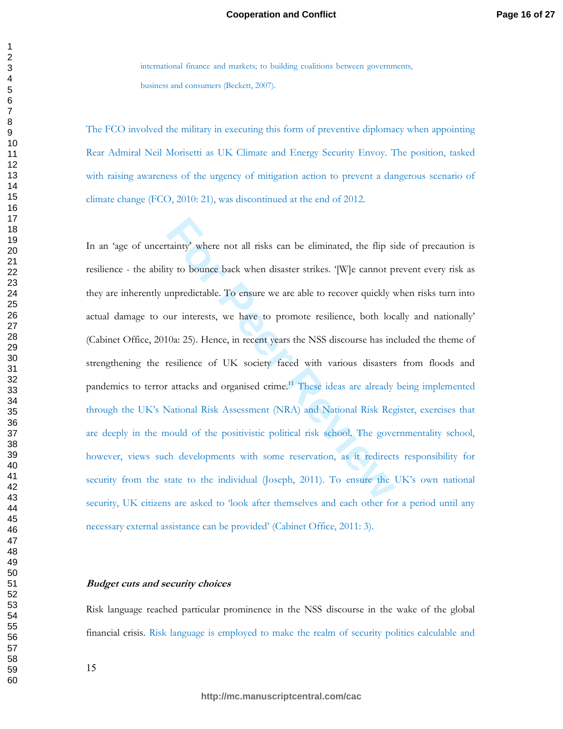international finance and markets; to building coalitions between governments, business and consumers (Beckett, 2007).

The FCO involved the military in executing this form of preventive diplomacy when appointing Rear Admiral Neil Morisetti as UK Climate and Energy Security Envoy. The position, tasked with raising awareness of the urgency of mitigation action to prevent a dangerous scenario of climate change (FCO, 2010: 21), was discontinued at the end of 2012.

In an 'age of uncertainty' where not all risks can be eliminated, the flip side of precaution is resilience - the ability to bounce back when disaster strikes. '[W]e cannot prevent every risk as they are inherently unpredictable. To ensure we are able to recover quickly when risks turn into actual damage to our interests, we have to promote resilience, both locally and nationally' (Cabinet Office, 2010a: 25). Hence, in recent years the NSS discourse has included the theme of strengthening the resilience of UK society faced with various disasters from floods and pandemics to terror attacks and organised crime.[11] These ideas are already being implemented through the UK's National Risk Assessment (NRA) and National Risk Register, exercises that are deeply in the mould of the positivistic political risk school. The governmentality school, however, views such developments with some reservation, as it redirects responsibility for security from the state to the individual (Joseph, 2011). To ensure the UK's own national security, UK citizens are asked to 'look after themselves and each other for a period until any necessary external assistance can be provided' (Cabinet Office, 2011: 3).

### *Budget cuts and security choices*

Risk language reached particular prominence in the NSS discourse in the wake of the global financial crisis. Risk language is employed to make the realm of security politics calculable and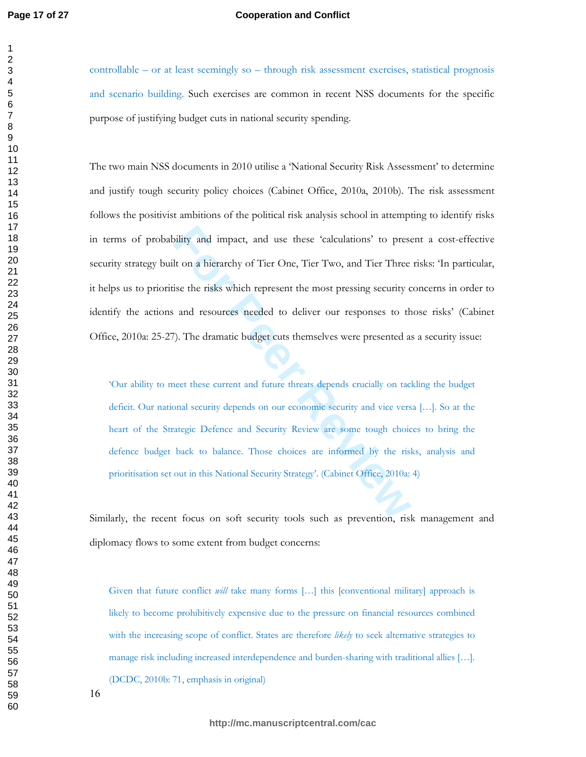controllable – or at least seemingly so – through risk assessment exercises, statistical prognosis and scenario building. Such exercises are common in recent NSS documents for the specific purpose of justifying budget cuts in national security spending.

The two main NSS documents in 2010 utilise a 'National Security Risk Assessment' to determine and justify tough security policy choices (Cabinet Office, 2010a, 2010b). The risk assessment follows the positivist ambitions of the political risk analysis school in attempting to identify risks in terms of probability and impact, and use these 'calculations' to present a cost-effective security strategy built on a hierarchy of Tier One, Tier Two, and Tier Three risks: 'In particular, it helps us to prioritise the risks which represent the most pressing security concerns in order to identify the actions and resources needed to deliver our responses to those risks' (Cabinet Office, 2010a: 25-27). The dramatic budget cuts themselves were presented as a security issue:

> 'Our ability to meet these current and future threats depends crucially on tackling the budget deficit. Our national security depends on our economic security and vice versa […]. So at the heart of the Strategic Defence and Security Review are some tough choices to bring the defence budget back to balance. Those choices are informed by the risks, analysis and prioritisation set out in this National Security Strategy'. (Cabinet Office, 2010a: 4)

Similarly, the recent focus on soft security tools such as prevention, risk management and diplomacy flows to some extent from budget concerns:

> Given that future conflict *will* take many forms […] this [conventional military] approach is likely to become prohibitively expensive due to the pressure on financial resources combined with the increasing scope of conflict. States are therefore *likely* to seek alternative strategies to manage risk including increased interdependence and burden-sharing with traditional allies […]. (DCDC, 2010b: 71, emphasis in original)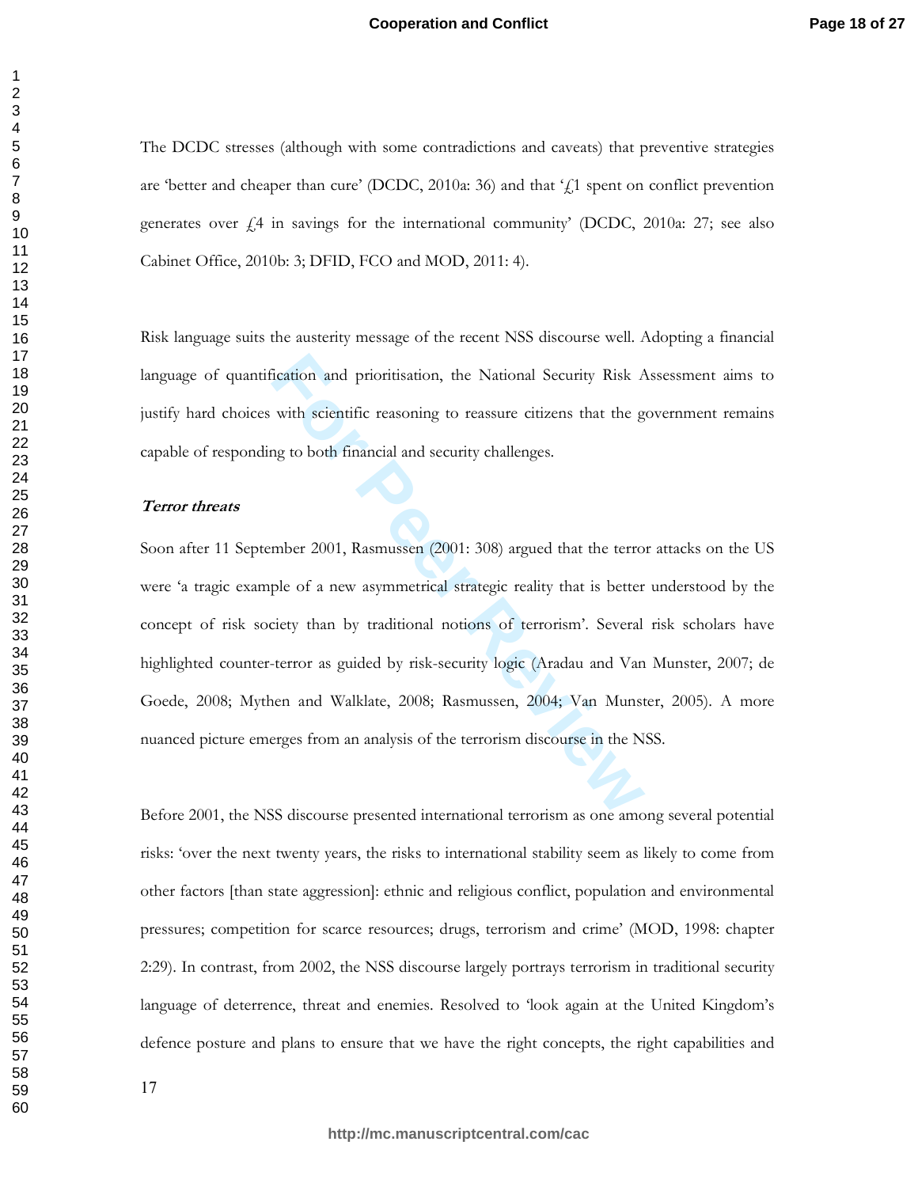The DCDC stresses (although with some contradictions and caveats) that preventive strategies are 'better and cheaper than cure' (DCDC, 2010a: 36) and that '£1 spent on conflict prevention generates over £4 in savings for the international community' (DCDC, 2010a: 27; see also Cabinet Office, 2010b: 3; DFID, FCO and MOD, 2011: 4).

Risk language suits the austerity message of the recent NSS discourse well. Adopting a financial language of quantification and prioritisation, the National Security Risk Assessment aims to justify hard choices with scientific reasoning to reassure citizens that the government remains capable of responding to both financial and security challenges.

***Terror threats***

Soon after 11 September 2001, Rasmussen (2001: 308) argued that the terror attacks on the US were 'a tragic example of a new asymmetrical strategic reality that is better understood by the concept of risk society than by traditional notions of terrorism'. Several risk scholars have highlighted counter-terror as guided by risk-security logic (Aradau and Van Munster, 2007; de Goede, 2008; Mythen and Walklate, 2008; Rasmussen, 2004; Van Munster, 2005). A more nuanced picture emerges from an analysis of the terrorism discourse in the NSS.

Before 2001, the NSS discourse presented international terrorism as one among several potential risks: 'over the next twenty years, the risks to international stability seem as likely to come from other factors [than state aggression]: ethnic and religious conflict, population and environmental pressures; competition for scarce resources; drugs, terrorism and crime' (MOD, 1998: chapter 2:29). In contrast, from 2002, the NSS discourse largely portrays terrorism in traditional security language of deterrence, threat and enemies. Resolved to 'look again at the United Kingdom's defence posture and plans to ensure that we have the right concepts, the right capabilities and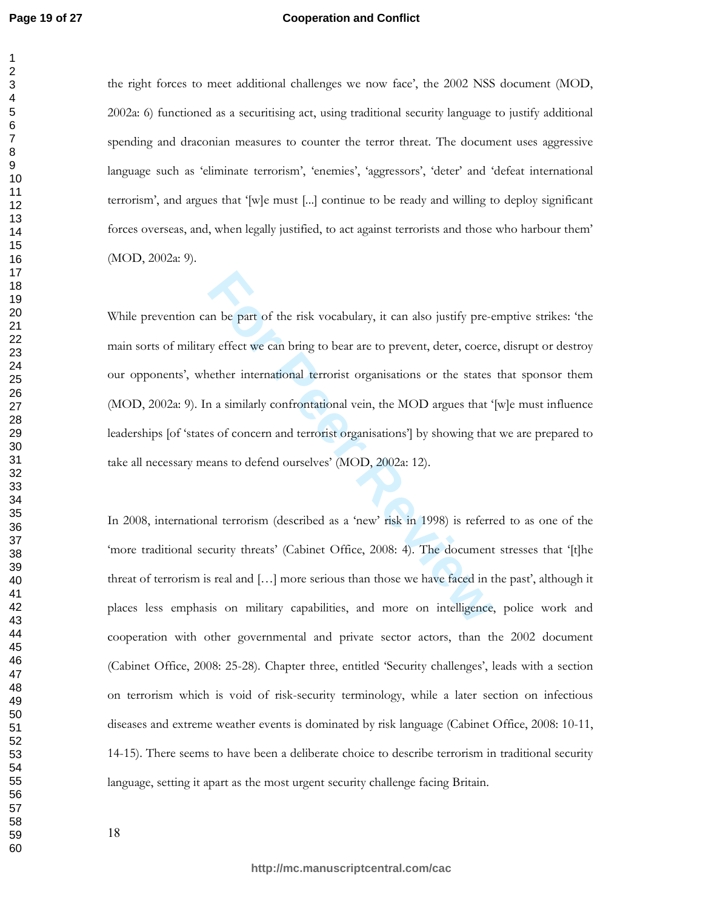the right forces to meet additional challenges we now face', the 2002 NSS document (MOD, 2002a: 6) functioned as a securitising act, using traditional security language to justify additional spending and draconian measures to counter the terror threat. The document uses aggressive language such as 'eliminate terrorism', 'enemies', 'aggressors', 'deter' and 'defeat international terrorism', and argues that '[w]e must [...] continue to be ready and willing to deploy significant forces overseas, and, when legally justified, to act against terrorists and those who harbour them' (MOD, 2002a: 9).

While prevention can be part of the risk vocabulary, it can also justify pre-emptive strikes: 'the main sorts of military effect we can bring to bear are to prevent, deter, coerce, disrupt or destroy our opponents', whether international terrorist organisations or the states that sponsor them (MOD, 2002a: 9). In a similarly confrontational vein, the MOD argues that '[w]e must influence leaderships [of 'states of concern and terrorist organisations'] by showing that we are prepared to take all necessary means to defend ourselves' (MOD, 2002a: 12).

In 2008, international terrorism (described as a 'new' risk in 1998) is referred to as one of the 'more traditional security threats' (Cabinet Office, 2008: 4). The document stresses that '[t]he threat of terrorism is real and […] more serious than those we have faced in the past', although it places less emphasis on military capabilities, and more on intelligence, police work and cooperation with other governmental and private sector actors, than the 2002 document (Cabinet Office, 2008: 25-28). Chapter three, entitled 'Security challenges', leads with a section on terrorism which is void of risk-security terminology, while a later section on infectious diseases and extreme weather events is dominated by risk language (Cabinet Office, 2008: 10-11, 14-15). There seems to have been a deliberate choice to describe terrorism in traditional security language, setting it apart as the most urgent security challenge facing Britain.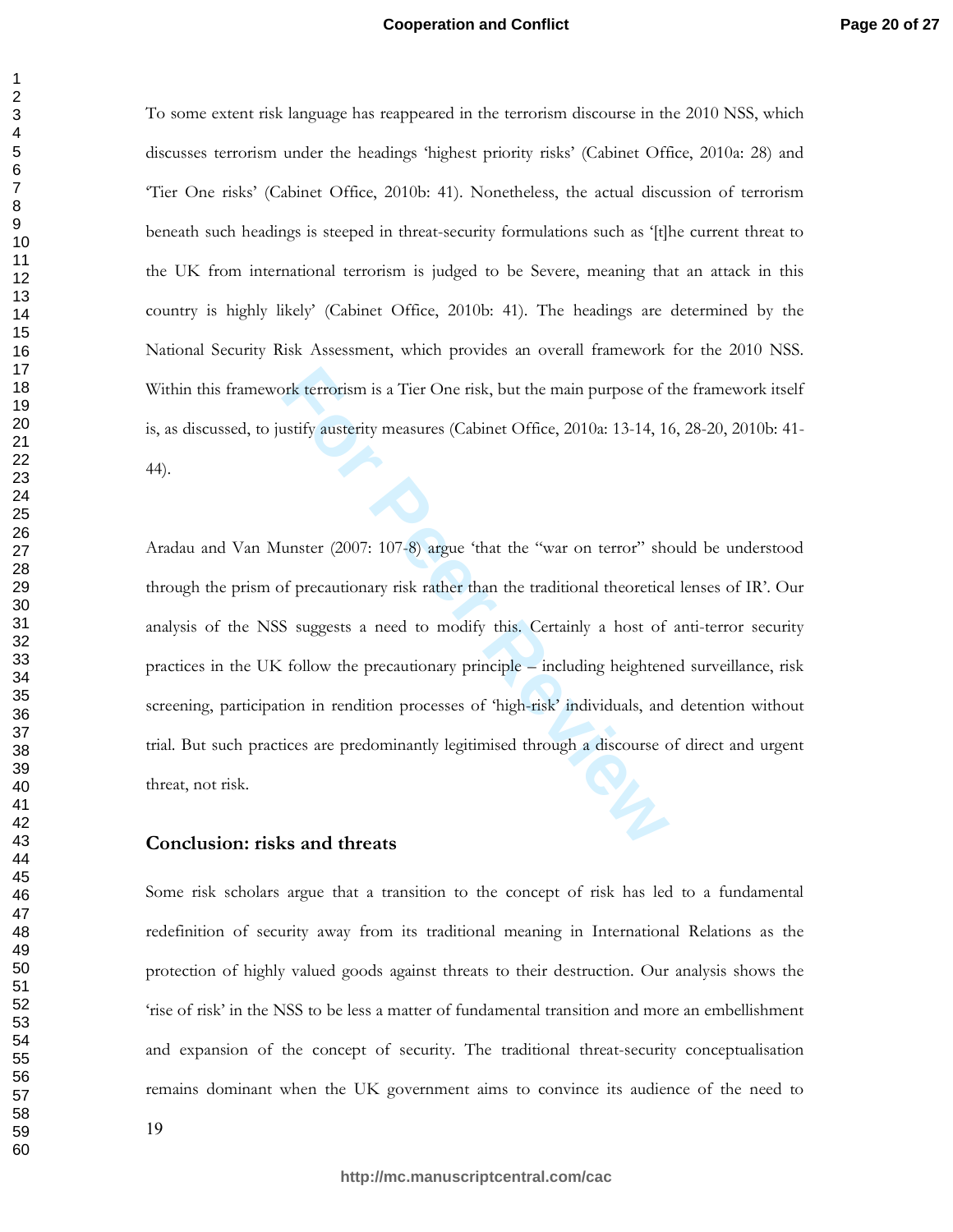To some extent risk language has reappeared in the terrorism discourse in the 2010 NSS, which discusses terrorism under the headings 'highest priority risks' (Cabinet Office, 2010a: 28) and 'Tier One risks' (Cabinet Office, 2010b: 41). Nonetheless, the actual discussion of terrorism beneath such headings is steeped in threat-security formulations such as '[t]he current threat to the UK from international terrorism is judged to be Severe, meaning that an attack in this country is highly likely' (Cabinet Office, 2010b: 41). The headings are determined by the National Security Risk Assessment, which provides an overall framework for the 2010 NSS. Within this framework terrorism is a Tier One risk, but the main purpose of the framework itself is, as discussed, to justify austerity measures (Cabinet Office, 2010a: 13-14, 16, 28-20, 2010b: 41-44).

Aradau and Van Munster (2007: 107-8) argue 'that the "war on terror" should be understood through the prism of precautionary risk rather than the traditional theoretical lenses of IR'. Our analysis of the NSS suggests a need to modify this. Certainly a host of anti-terror security practices in the UK follow the precautionary principle – including heightened surveillance, risk screening, participation in rendition processes of 'high-risk' individuals, and detention without trial. But such practices are predominantly legitimised through a discourse of direct and urgent threat, not risk.

## Conclusion: risks and threats

Some risk scholars argue that a transition to the concept of risk has led to a fundamental redefinition of security away from its traditional meaning in International Relations as the protection of highly valued goods against threats to their destruction. Our analysis shows the 'rise of risk' in the NSS to be less a matter of fundamental transition and more an embellishment and expansion of the concept of security. The traditional threat-security conceptualisation remains dominant when the UK government aims to convince its audience of the need to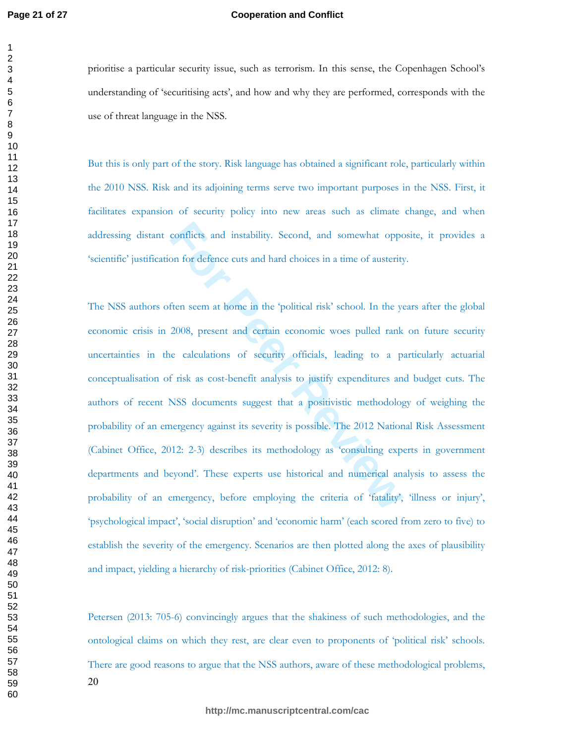prioritise a particular security issue, such as terrorism. In this sense, the Copenhagen School's understanding of 'securitising acts', and how and why they are performed, corresponds with the use of threat language in the NSS.

But this is only part of the story. Risk language has obtained a significant role, particularly within the 2010 NSS. Risk and its adjoining terms serve two important purposes in the NSS. First, it facilitates expansion of security policy into new areas such as climate change, and when addressing distant conflicts and instability. Second, and somewhat opposite, it provides a 'scientific' justification for defence cuts and hard choices in a time of austerity.

The NSS authors often seem at home in the 'political risk' school. In the years after the global economic crisis in 2008, present and certain economic woes pulled rank on future security uncertainties in the calculations of security officials, leading to a particularly actuarial conceptualisation of risk as cost-benefit analysis to justify expenditures and budget cuts. The authors of recent NSS documents suggest that a positivistic methodology of weighing the probability of an emergency against its severity is possible. The 2012 National Risk Assessment (Cabinet Office, 2012: 2-3) describes its methodology as 'consulting experts in government departments and beyond'. These experts use historical and numerical analysis to assess the probability of an emergency, before employing the criteria of 'fatality', 'illness or injury', 'psychological impact', 'social disruption' and 'economic harm' (each scored from zero to five) to establish the severity of the emergency. Scenarios are then plotted along the axes of plausibility and impact, yielding a hierarchy of risk-priorities (Cabinet Office, 2012: 8).

Petersen (2013: 705-6) convincingly argues that the shakiness of such methodologies, and the ontological claims on which they rest, are clear even to proponents of 'political risk' schools. There are good reasons to argue that the NSS authors, aware of these methodological problems,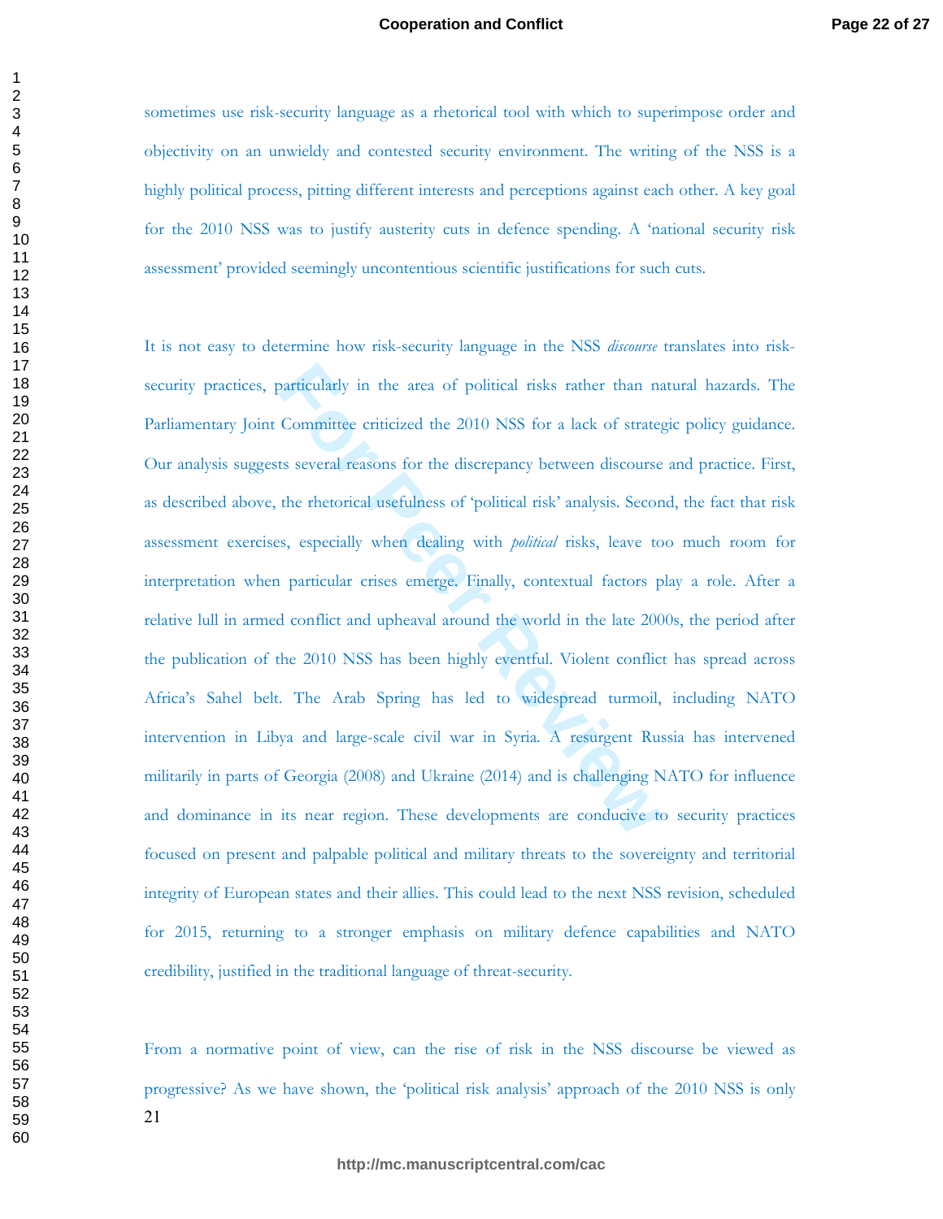sometimes use risk-security language as a rhetorical tool with which to superimpose order and objectivity on an unwieldy and contested security environment. The writing of the NSS is a highly political process, pitting different interests and perceptions against each other. A key goal for the 2010 NSS was to justify austerity cuts in defence spending. A 'national security risk assessment' provided seemingly uncontentious scientific justifications for such cuts.

It is not easy to determine how risk-security language in the NSS *discourse* translates into risk-security practices, particularly in the area of political risks rather than natural hazards. The Parliamentary Joint Committee criticized the 2010 NSS for a lack of strategic policy guidance. Our analysis suggests several reasons for the discrepancy between discourse and practice. First, as described above, the rhetorical usefulness of 'political risk' analysis. Second, the fact that risk assessment exercises, especially when dealing with *political* risks, leave too much room for interpretation when particular crises emerge. Finally, contextual factors play a role. After a relative lull in armed conflict and upheaval around the world in the late 2000s, the period after the publication of the 2010 NSS has been highly eventful. Violent conflict has spread across Africa's Sahel belt. The Arab Spring has led to widespread turmoil, including NATO intervention in Libya and large-scale civil war in Syria. A resurgent Russia has intervened militarily in parts of Georgia (2008) and Ukraine (2014) and is challenging NATO for influence and dominance in its near region. These developments are conducive to security practices focused on present and palpable political and military threats to the sovereignty and territorial integrity of European states and their allies. This could lead to the next NSS revision, scheduled for 2015, returning to a stronger emphasis on military defence capabilities and NATO credibility, justified in the traditional language of threat-security.

From a normative point of view, can the rise of risk in the NSS discourse be viewed as progressive? As we have shown, the 'political risk analysis' approach of the 2010 NSS is only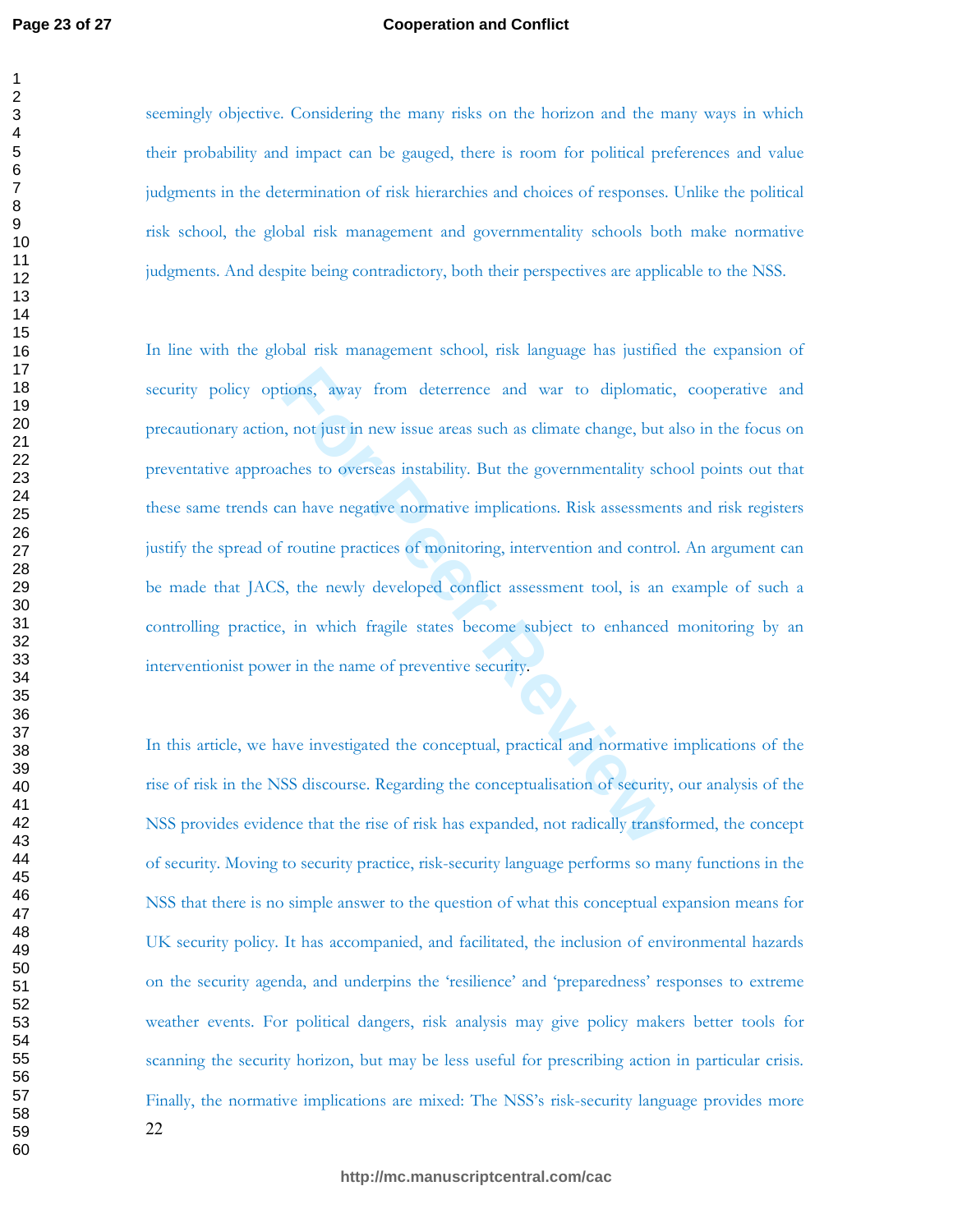seemingly objective. Considering the many risks on the horizon and the many ways in which their probability and impact can be gauged, there is room for political preferences and value judgments in the determination of risk hierarchies and choices of responses. Unlike the political risk school, the global risk management and governmentality schools both make normative judgments. And despite being contradictory, both their perspectives are applicable to the NSS.

In line with the global risk management school, risk language has justified the expansion of security policy options, away from deterrence and war to diplomatic, cooperative and precautionary action, not just in new issue areas such as climate change, but also in the focus on preventative approaches to overseas instability. But the governmentality school points out that these same trends can have negative normative implications. Risk assessments and risk registers justify the spread of routine practices of monitoring, intervention and control. An argument can be made that JACS, the newly developed conflict assessment tool, is an example of such a controlling practice, in which fragile states become subject to enhanced monitoring by an interventionist power in the name of preventive security.

In this article, we have investigated the conceptual, practical and normative implications of the rise of risk in the NSS discourse. Regarding the conceptualisation of security, our analysis of the NSS provides evidence that the rise of risk has expanded, not radically transformed, the concept of security. Moving to security practice, risk-security language performs so many functions in the NSS that there is no simple answer to the question of what this conceptual expansion means for UK security policy. It has accompanied, and facilitated, the inclusion of environmental hazards on the security agenda, and underpins the 'resilience' and 'preparedness' responses to extreme weather events. For political dangers, risk analysis may give policy makers better tools for scanning the security horizon, but may be less useful for prescribing action in particular crisis. Finally, the normative implications are mixed: The NSS's risk-security language provides more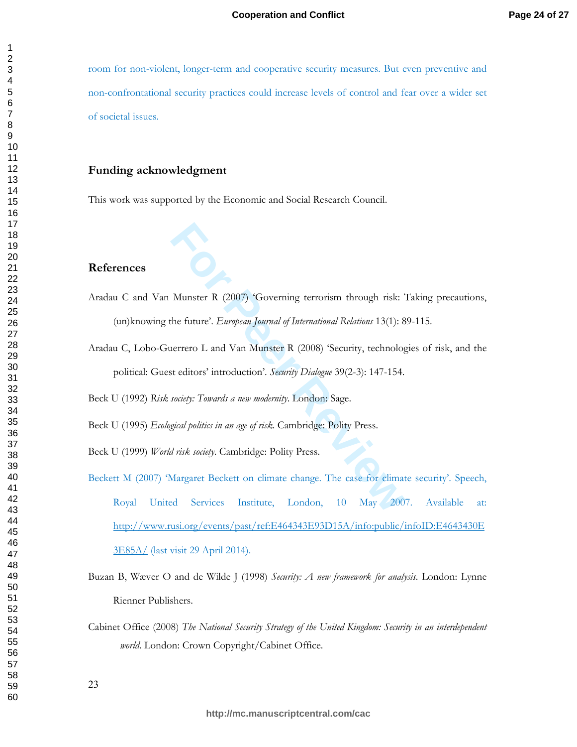room for non-violent, longer-term and cooperative security measures. But even preventive and non-confrontational security practices could increase levels of control and fear over a wider set of societal issues.

## Funding acknowledgment

This work was supported by the Economic and Social Research Council.

## References

Aradau C and Van Munster R (2007) 'Governing terrorism through risk: Taking precautions, (un)knowing the future'. *European Journal of International Relations* 13(1): 89-115.

Aradau C, Lobo-Guerrero L and Van Munster R (2008) 'Security, technologies of risk, and the political: Guest editors' introduction'. *Security Dialogue* 39(2-3): 147-154.

Beck U (1992) *Risk society: Towards a new modernity*. London: Sage.

Beck U (1995) *Ecological politics in an age of risk*. Cambridge: Polity Press.

Beck U (1999) *World risk society*. Cambridge: Polity Press.

Beckett M (2007) 'Margaret Beckett on climate change. The case for climate security'. Speech, Royal United Services Institute, London, 10 May 2007. Available at: http://www.rusi.org/events/past/ref:E464343E93D15A/info:public/infoID:E4643430E3E85A/ (last visit 29 April 2014).

Buzan B, Wæver O and de Wilde J (1998) *Security: A new framework for analysis*. London: Lynne Rienner Publishers.

Cabinet Office (2008) *The National Security Strategy of the United Kingdom: Security in an interdependent world*. London: Crown Copyright/Cabinet Office.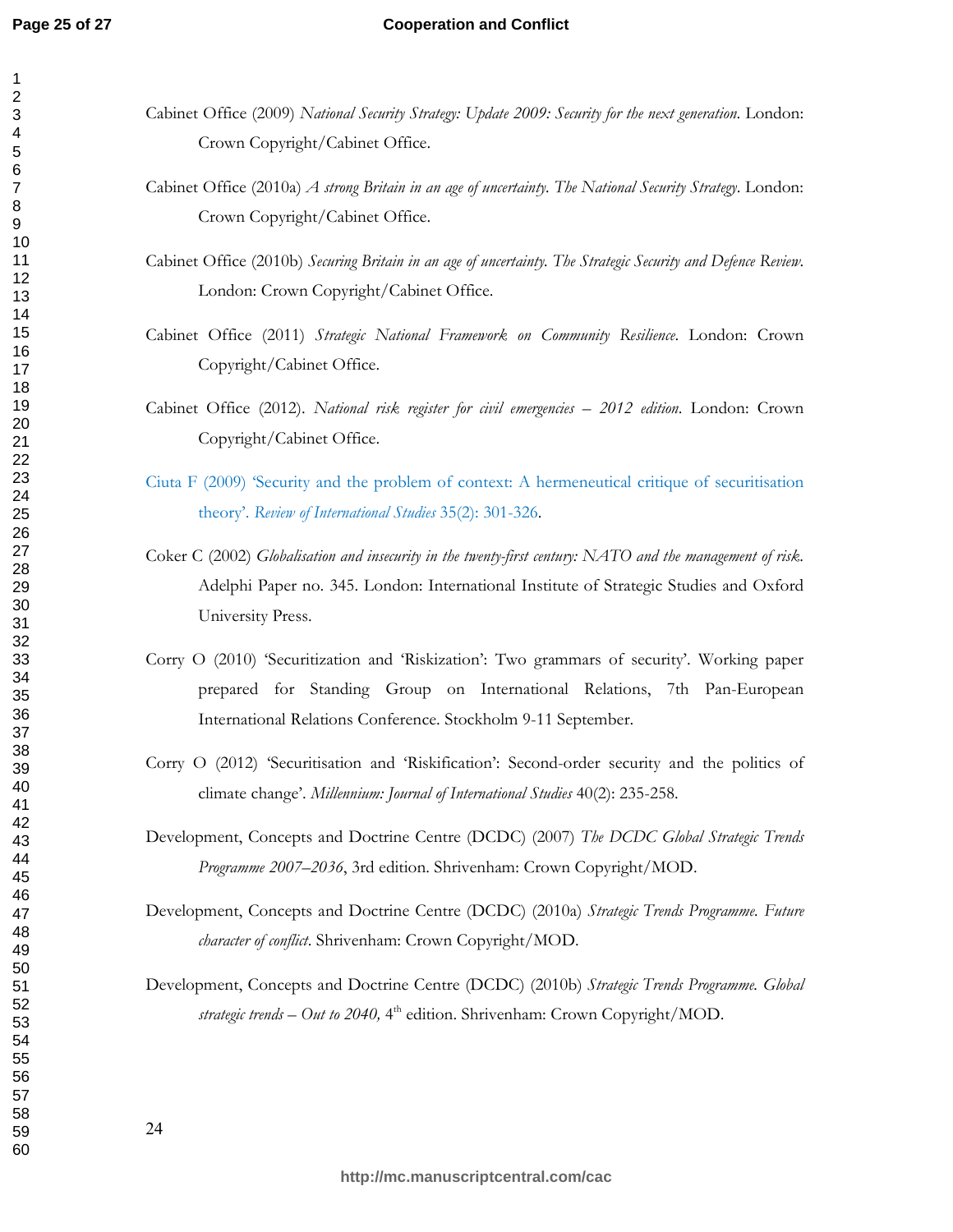Cabinet Office (2009) *National Security Strategy: Update 2009: Security for the next generation*. London: Crown Copyright/Cabinet Office.

Cabinet Office (2010a) *A strong Britain in an age of uncertainty. The National Security Strategy*. London: Crown Copyright/Cabinet Office.

Cabinet Office (2010b) *Securing Britain in an age of uncertainty. The Strategic Security and Defence Review*. London: Crown Copyright/Cabinet Office.

Cabinet Office (2011) *Strategic National Framework on Community Resilience*. London: Crown Copyright/Cabinet Office.

Cabinet Office (2012). *National risk register for civil emergencies – 2012 edition*. London: Crown Copyright/Cabinet Office.

Ciuta F (2009) 'Security and the problem of context: A hermeneutical critique of securitisation theory'. *Review of International Studies* 35(2): 301-326.

Coker C (2002) *Globalisation and insecurity in the twenty-first century: NATO and the management of risk*. Adelphi Paper no. 345. London: International Institute of Strategic Studies and Oxford University Press.

Corry O (2010) 'Securitization and 'Riskization': Two grammars of security'. Working paper prepared for Standing Group on International Relations, 7th Pan-European International Relations Conference. Stockholm 9-11 September.

Corry O (2012) 'Securitisation and 'Riskification': Second-order security and the politics of climate change'. *Millennium: Journal of International Studies* 40(2): 235-258.

Development, Concepts and Doctrine Centre (DCDC) (2007) *The DCDC Global Strategic Trends Programme 2007–2036*, 3rd edition. Shrivenham: Crown Copyright/MOD.

Development, Concepts and Doctrine Centre (DCDC) (2010a) *Strategic Trends Programme. Future character of conflict*. Shrivenham: Crown Copyright/MOD.

Development, Concepts and Doctrine Centre (DCDC) (2010b) *Strategic Trends Programme. Global strategic trends – Out to 2040,* 4th edition. Shrivenham: Crown Copyright/MOD.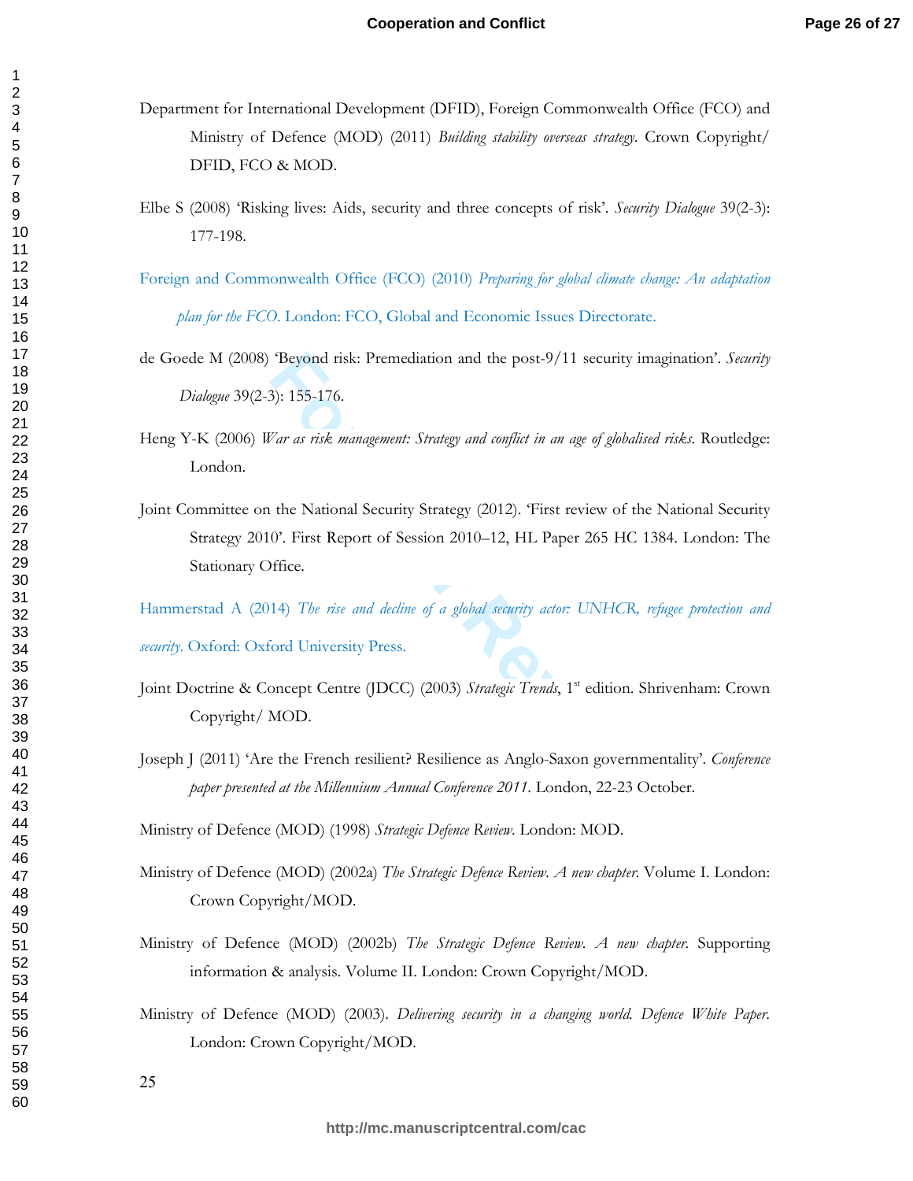Department for International Development (DFID), Foreign Commonwealth Office (FCO) and Ministry of Defence (MOD) (2011) *Building stability overseas strategy*. Crown Copyright/ DFID, FCO & MOD.

Elbe S (2008) 'Risking lives: Aids, security and three concepts of risk'. *Security Dialogue* 39(2-3): 177-198.

Foreign and Commonwealth Office (FCO) (2010) *Preparing for global climate change: An adaptation plan for the FCO*. London: FCO, Global and Economic Issues Directorate.

de Goede M (2008) 'Beyond risk: Premediation and the post-9/11 security imagination'. *Security Dialogue* 39(2-3): 155-176.

Heng Y-K (2006) *War as risk management: Strategy and conflict in an age of globalised risks*. Routledge: London.

Joint Committee on the National Security Strategy (2012). 'First review of the National Security Strategy 2010'. First Report of Session 2010–12, HL Paper 265 HC 1384. London: The Stationary Office.

Hammerstad A (2014) *The rise and decline of a global security actor: UNHCR, refugee protection and security*. Oxford: Oxford University Press.

Joint Doctrine & Concept Centre (JDCC) (2003) *Strategic Trends*, 1st edition. Shrivenham: Crown Copyright/ MOD.

Joseph J (2011) 'Are the French resilient? Resilience as Anglo-Saxon governmentality'. *Conference paper presented at the Millennium Annual Conference 2011*. London, 22-23 October.

Ministry of Defence (MOD) (1998) *Strategic Defence Review*. London: MOD.

Ministry of Defence (MOD) (2002a) *The Strategic Defence Review. A new chapter*. Volume I. London: Crown Copyright/MOD.

Ministry of Defence (MOD) (2002b) *The Strategic Defence Review. A new chapter*. Supporting information & analysis. Volume II. London: Crown Copyright/MOD.

Ministry of Defence (MOD) (2003). *Delivering security in a changing world. Defence White Paper*. London: Crown Copyright/MOD.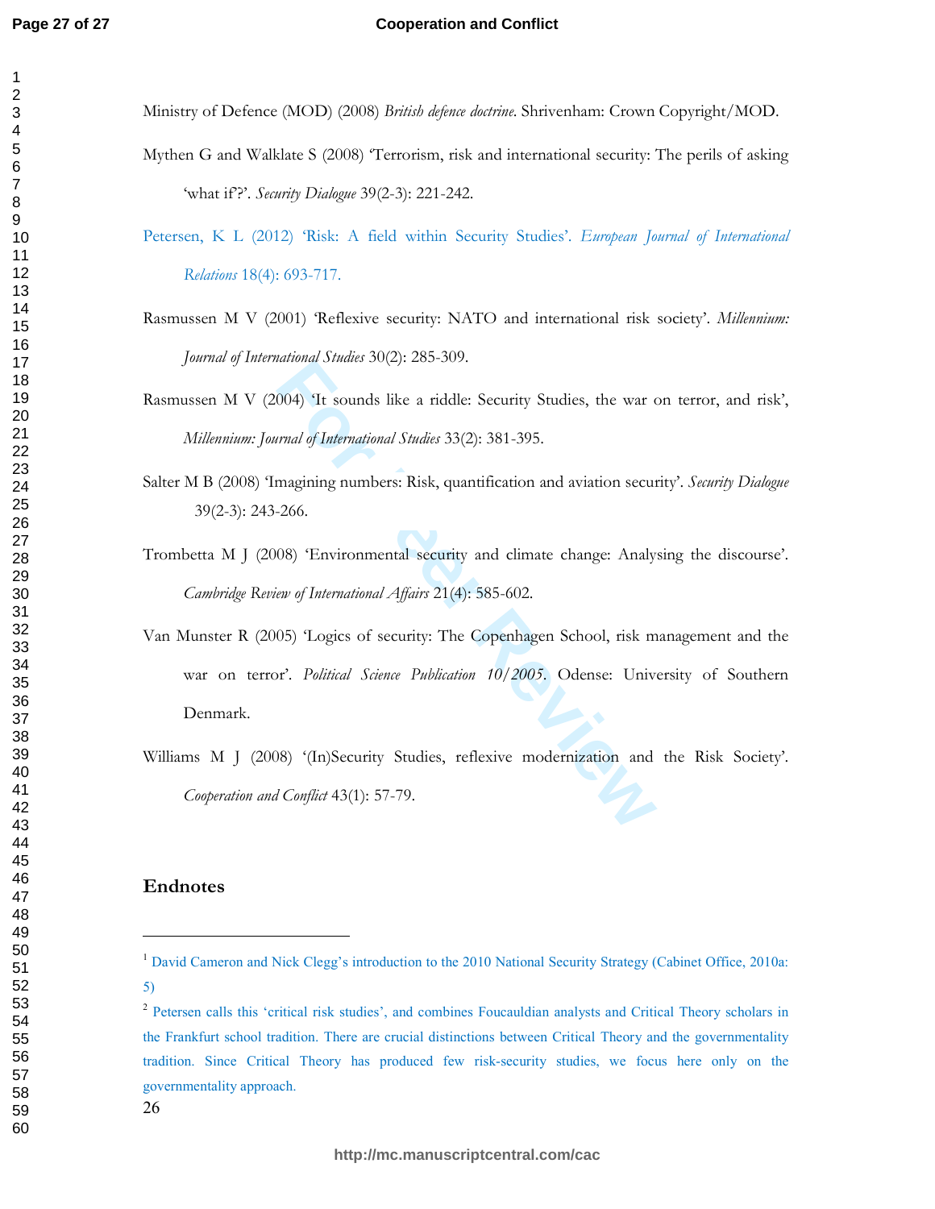Ministry of Defence (MOD) (2008) *British defence doctrine*. Shrivenham: Crown Copyright/MOD.

Mythen G and Walklate S (2008) 'Terrorism, risk and international security: The perils of asking 'what if?'. *Security Dialogue* 39(2-3): 221-242.

Petersen, K L (2012) 'Risk: A field within Security Studies'. *European Journal of International Relations* 18(4): 693-717.

Rasmussen M V (2001) 'Reflexive security: NATO and international risk society'. *Millennium: Journal of International Studies* 30(2): 285-309.

Rasmussen M V (2004) 'It sounds like a riddle: Security Studies, the war on terror, and risk', *Millennium: Journal of International Studies* 33(2): 381-395.

Salter M B (2008) 'Imagining numbers: Risk, quantification and aviation security'. *Security Dialogue* 39(2-3): 243-266.

Trombetta M J (2008) 'Environmental security and climate change: Analysing the discourse'. *Cambridge Review of International Affairs* 21(4): 585-602.

Van Munster R (2005) 'Logics of security: The Copenhagen School, risk management and the war on terror'. *Political Science Publication 10/2005*. Odense: University of Southern Denmark.

Williams M J (2008) '(In)Security Studies, reflexive modernization and the Risk Society'. *Cooperation and Conflict* 43(1): 57-79.

## Endnotes

[1] David Cameron and Nick Clegg's introduction to the 2010 National Security Strategy (Cabinet Office, 2010a: 5)

[2] Petersen calls this 'critical risk studies', and combines Foucauldian analysts and Critical Theory scholars in the Frankfurt school tradition. There are crucial distinctions between Critical Theory and the governmentality tradition. Since Critical Theory has produced few risk-security studies, we focus here only on the governmentality approach.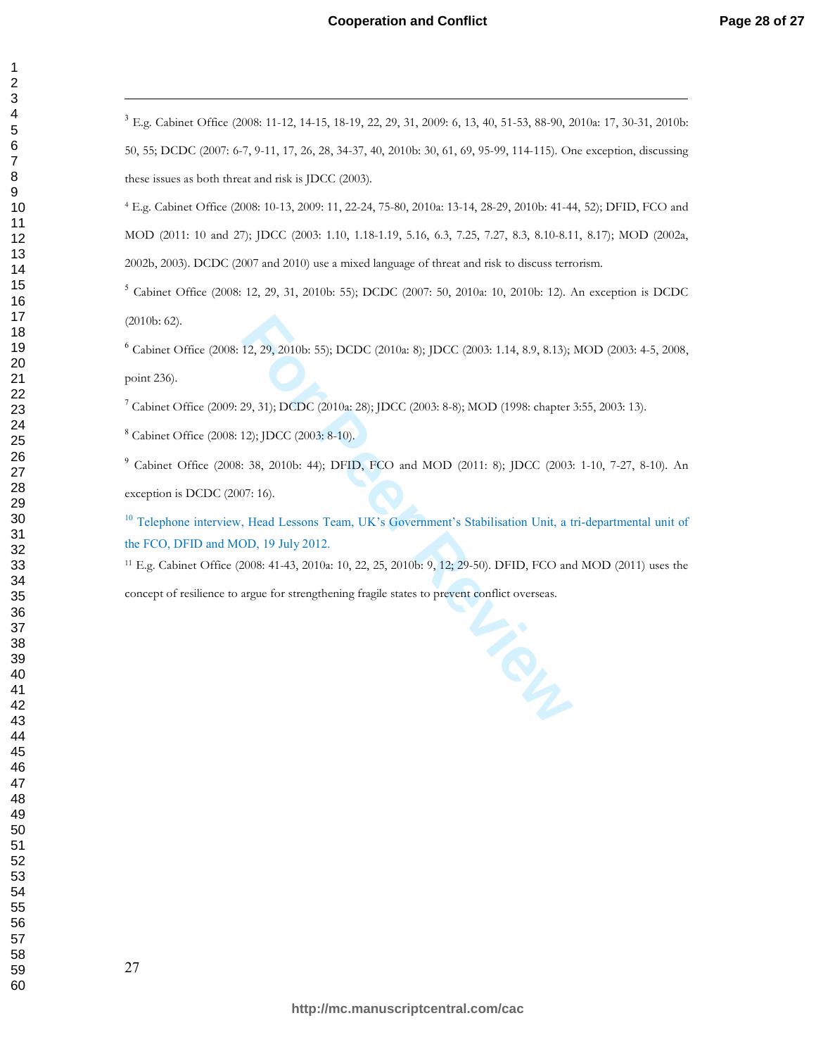[3] E.g. Cabinet Office (2008: 11-12, 14-15, 18-19, 22, 29, 31, 2009: 6, 13, 40, 51-53, 88-90, 2010a: 17, 30-31, 2010b: 50, 55; DCDC (2007: 6-7, 9-11, 17, 26, 28, 34-37, 40, 2010b: 30, 61, 69, 95-99, 114-115). One exception, discussing these issues as both threat and risk is JDCC (2003).

[4] E.g. Cabinet Office (2008: 10-13, 2009: 11, 22-24, 75-80, 2010a: 13-14, 28-29, 2010b: 41-44, 52); DFID, FCO and MOD (2011: 10 and 27); JDCC (2003: 1.10, 1.18-1.19, 5.16, 6.3, 7.25, 7.27, 8.3, 8.10-8.11, 8.17); MOD (2002a, 2002b, 2003). DCDC (2007 and 2010) use a mixed language of threat and risk to discuss terrorism.

[5] Cabinet Office (2008: 12, 29, 31, 2010b: 55); DCDC (2007: 50, 2010a: 10, 2010b: 12). An exception is DCDC (2010b: 62).

[6] Cabinet Office (2008: 12, 29, 2010b: 55); DCDC (2010a: 8); JDCC (2003: 1.14, 8.9, 8.13); MOD (2003: 4-5, 2008, point 236).

[7] Cabinet Office (2009: 29, 31); DCDC (2010a: 28); JDCC (2003: 8-8); MOD (1998: chapter 3:55, 2003: 13).

[8] Cabinet Office (2008: 12); JDCC (2003: 8-10).

[9] Cabinet Office (2008: 38, 2010b: 44); DFID, FCO and MOD (2011: 8); JDCC (2003: 1-10, 7-27, 8-10). An exception is DCDC (2007: 16).

[10] Telephone interview, Head Lessons Team, UK's Government's Stabilisation Unit, a tri-departmental unit of the FCO, DFID and MOD, 19 July 2012.

[11] E.g. Cabinet Office (2008: 41-43, 2010a: 10, 22, 25, 2010b: 9, 12; 29-50). DFID, FCO and MOD (2011) uses the concept of resilience to argue for strengthening fragile states to prevent conflict overseas.